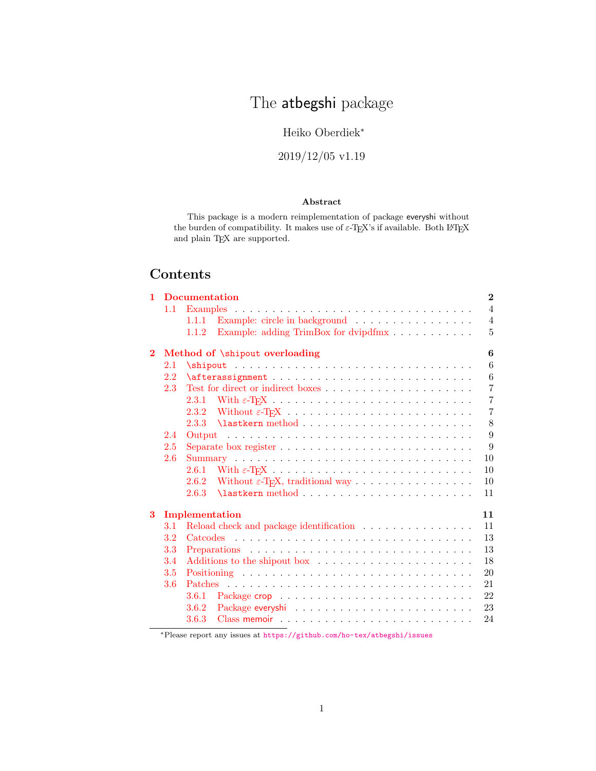# The atbegshi package

Heiko Oberdiek*

2019/12/05 v1.19

**Abstract**

This package is a modern reimplementation of package everyshi without the burden of compatibility. It makes use of ε-TeX's if available. Both LaTeX and plain TeX are supported.

## Contents

| | | |
|---|---|---|
| **1** | **Documentation** | **2** |
| 1.1 | Examples | 4 |
| 1.1.1 | Example: circle in background | 4 |
| 1.1.2 | Example: adding TrimBox for dvipdfmx | 5 |
| **2** | **Method of `\shipout` overloading** | **6** |
| 2.1 | `\shipout` | 6 |
| 2.2 | `\afterassignment` | 6 |
| 2.3 | Test for direct or indirect boxes | 7 |
| 2.3.1 | With ε-TeX | 7 |
| 2.3.2 | Without ε-TeX | 7 |
| 2.3.3 | `\lastkern` method | 8 |
| 2.4 | Output | 9 |
| 2.5 | Separate box register | 9 |
| 2.6 | Summary | 10 |
| 2.6.1 | With ε-TeX | 10 |
| 2.6.2 | Without ε-TeX, traditional way | 10 |
| 2.6.3 | `\lastkern` method | 11 |
| **3** | **Implementation** | **11** |
| 3.1 | Reload check and package identification | 11 |
| 3.2 | Catcodes | 13 |
| 3.3 | Preparations | 13 |
| 3.4 | Additions to the shipout box | 18 |
| 3.5 | Positioning | 20 |
| 3.6 | Patches | 21 |
| 3.6.1 | Package crop | 22 |
| 3.6.2 | Package everyshi | 23 |
| 3.6.3 | Class memoir | 24 |

*Please report any issues at https://github.com/ho-tex/atbegshi/issues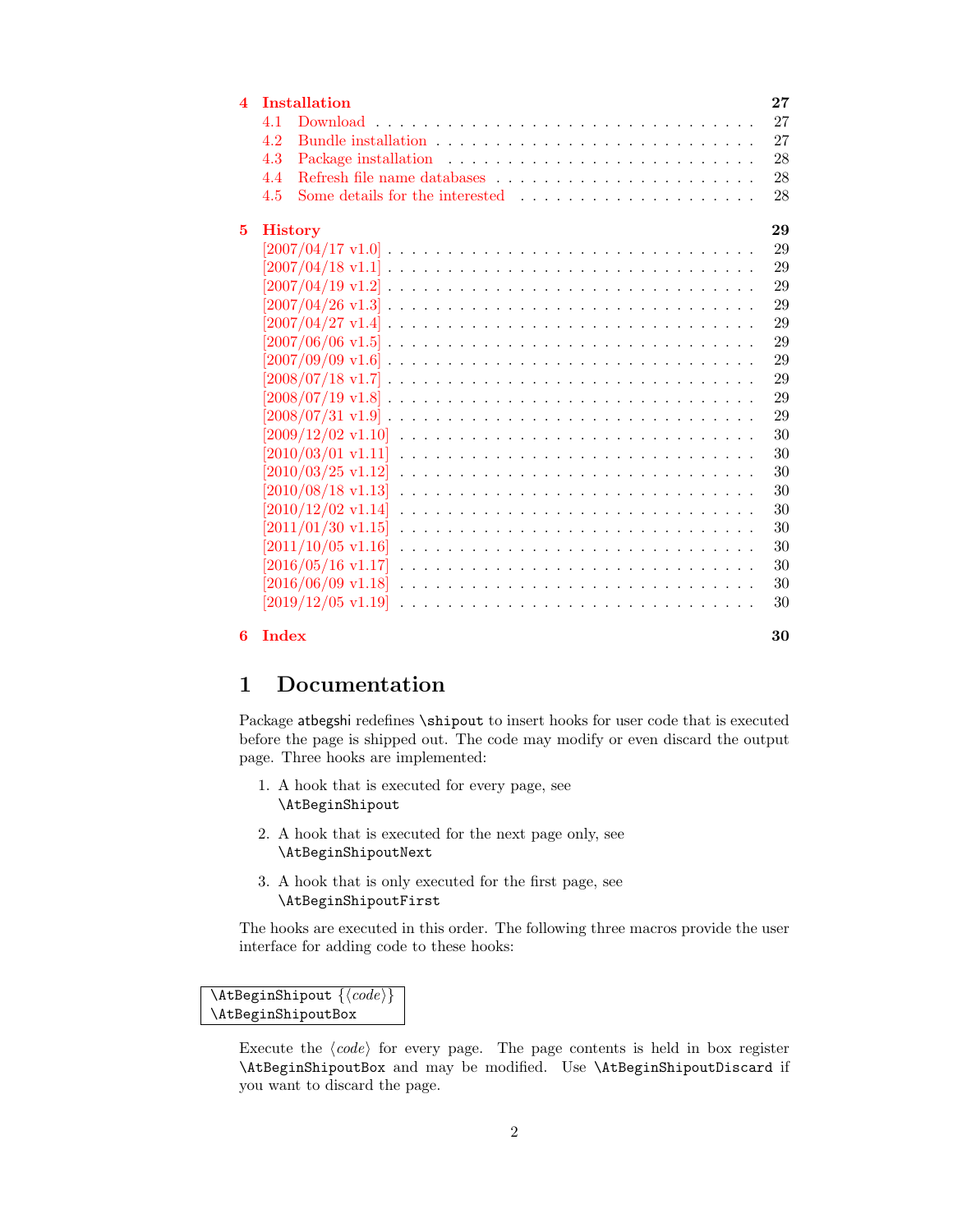| | | |
|---|---|---|
| **4** | **Installation** | **27** |
| 4.1 | Download | 27 |
| 4.2 | Bundle installation | 27 |
| 4.3 | Package installation | 28 |
| 4.4 | Refresh file name databases | 28 |
| 4.5 | Some details for the interested | 28 |
| **5** | **History** | **29** |
| | [2007/04/17 v1.0] | 29 |
| | [2007/04/18 v1.1] | 29 |
| | [2007/04/19 v1.2] | 29 |
| | [2007/04/26 v1.3] | 29 |
| | [2007/04/27 v1.4] | 29 |
| | [2007/06/06 v1.5] | 29 |
| | [2007/09/09 v1.6] | 29 |
| | [2008/07/18 v1.7] | 29 |
| | [2008/07/19 v1.8] | 29 |
| | [2008/07/31 v1.9] | 29 |
| | [2009/12/02 v1.10] | 30 |
| | [2010/03/01 v1.11] | 30 |
| | [2010/03/25 v1.12] | 30 |
| | [2010/08/18 v1.13] | 30 |
| | [2010/12/02 v1.14] | 30 |
| | [2011/01/30 v1.15] | 30 |
| | [2011/10/05 v1.16] | 30 |
| | [2016/05/16 v1.17] | 30 |
| | [2016/06/09 v1.18] | 30 |
| | [2019/12/05 v1.19] | 30 |
| **6** | **Index** | **30** |

# 1 Documentation

Package atbegshi redefines `\shipout` to insert hooks for user code that is executed before the page is shipped out. The code may modify or even discard the output page. Three hooks are implemented:

1. A hook that is executed for every page, see `\AtBeginShipout`
2. A hook that is executed for the next page only, see `\AtBeginShipoutNext`
3. A hook that is only executed for the first page, see `\AtBeginShipoutFirst`

The hooks are executed in this order. The following three macros provide the user interface for adding code to these hooks:

```
\AtBeginShipout {⟨code⟩}
\AtBeginShipoutBox
```

Execute the ⟨*code*⟩ for every page. The page contents is held in box register `\AtBeginShipoutBox` and may be modified. Use `\AtBeginShipoutDiscard` if you want to discard the page.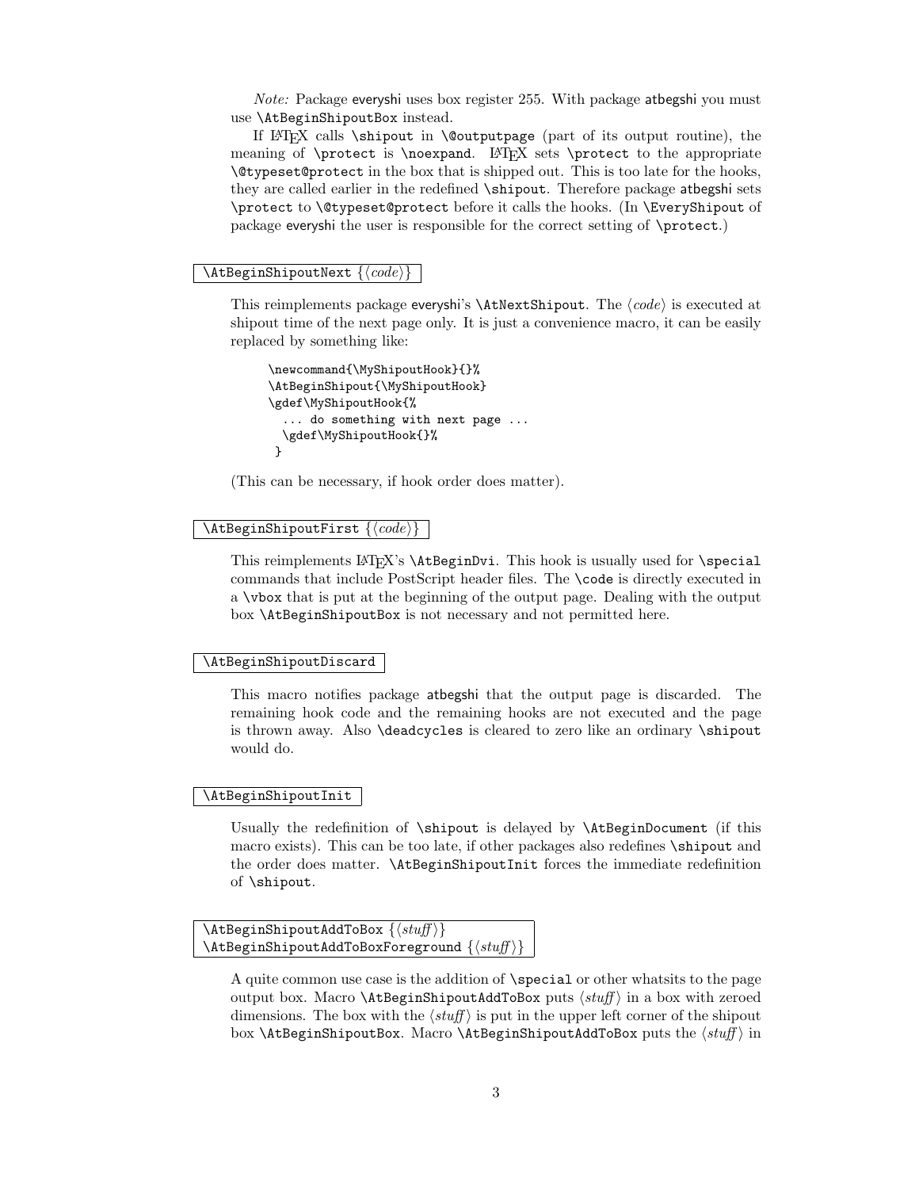*Note:* Package everyshi uses box register 255. With package atbegshi you must use `\AtBeginShipoutBox` instead.

If LaTeX calls `\shipout` in `\@outputpage` (part of its output routine), the meaning of `\protect` is `\noexpand`. LaTeX sets `\protect` to the appropriate `\@typeset@protect` in the box that is shipped out. This is too late for the hooks, they are called earlier in the redefined `\shipout`. Therefore package atbegshi sets `\protect` to `\@typeset@protect` before it calls the hooks. (In `\EveryShipout` of package everyshi the user is responsible for the correct setting of `\protect`.)

`\AtBeginShipoutNext {⟨code⟩}`

This reimplements package everyshi's `\AtNextShipout`. The ⟨*code*⟩ is executed at shipout time of the next page only. It is just a convenience macro, it can be easily replaced by something like:

```
\newcommand{\MyShipoutHook}{}%
\AtBeginShipout{\MyShipoutHook}
\gdef\MyShipoutHook{%
  ... do something with next page ...
  \gdef\MyShipoutHook{}%
 }
```

(This can be necessary, if hook order does matter).

`\AtBeginShipoutFirst {⟨code⟩}`

This reimplements LaTeX's `\AtBeginDvi`. This hook is usually used for `\special` commands that include PostScript header files. The `\code` is directly executed in a `\vbox` that is put at the beginning of the output page. Dealing with the output box `\AtBeginShipoutBox` is not necessary and not permitted here.

`\AtBeginShipoutDiscard`

This macro notifies package atbegshi that the output page is discarded. The remaining hook code and the remaining hooks are not executed and the page is thrown away. Also `\deadcycles` is cleared to zero like an ordinary `\shipout` would do.

`\AtBeginShipoutInit`

Usually the redefinition of `\shipout` is delayed by `\AtBeginDocument` (if this macro exists). This can be too late, if other packages also redefines `\shipout` and the order does matter. `\AtBeginShipoutInit` forces the immediate redefinition of `\shipout`.

`\AtBeginShipoutAddToBox {⟨stuff⟩}`
`\AtBeginShipoutAddToBoxForeground {⟨stuff⟩}`

A quite common use case is the addition of `\special` or other whatsits to the page output box. Macro `\AtBeginShipoutAddToBox` puts ⟨*stuff*⟩ in a box with zeroed dimensions. The box with the ⟨*stuff*⟩ is put in the upper left corner of the shipout box `\AtBeginShipoutBox`. Macro `\AtBeginShipoutAddToBox` puts the ⟨*stuff*⟩ in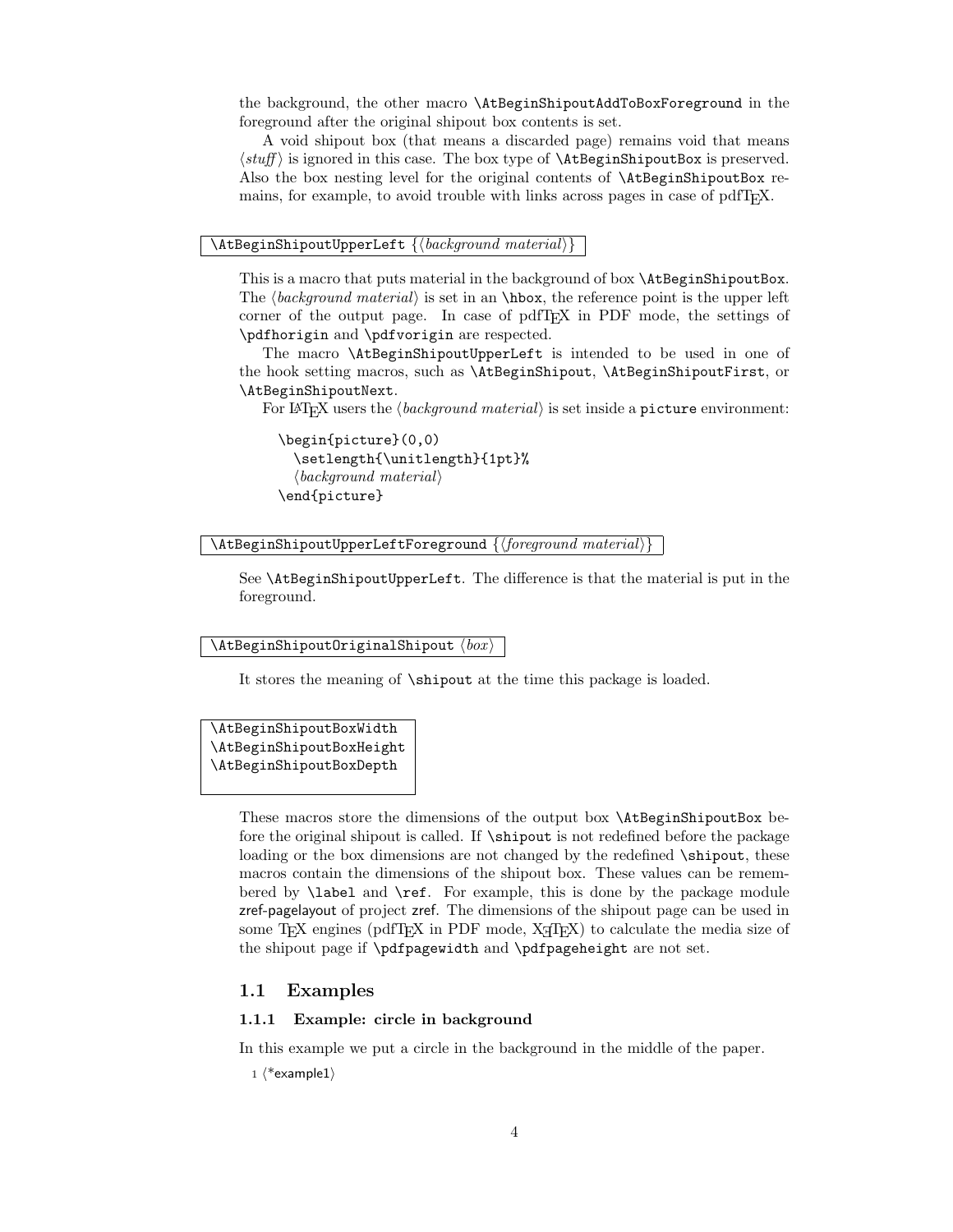the background, the other macro `\AtBeginShipoutAddToBoxForeground` in the foreground after the original shipout box contents is set.

A void shipout box (that means a discarded page) remains void that means ⟨*stuff*⟩ is ignored in this case. The box type of `\AtBeginShipoutBox` is preserved. Also the box nesting level for the original contents of `\AtBeginShipoutBox` remains, for example, to avoid trouble with links across pages in case of pdfTeX.

`\AtBeginShipoutUpperLeft` {⟨*background material*⟩}

This is a macro that puts material in the background of box `\AtBeginShipoutBox`. The ⟨*background material*⟩ is set in an `\hbox`, the reference point is the upper left corner of the output page. In case of pdfTeX in PDF mode, the settings of `\pdfhorigin` and `\pdfvorigin` are respected.

The macro `\AtBeginShipoutUpperLeft` is intended to be used in one of the hook setting macros, such as `\AtBeginShipout`, `\AtBeginShipoutFirst`, or `\AtBeginShipoutNext`.

For LaTeX users the ⟨*background material*⟩ is set inside a `picture` environment:

```
\begin{picture}(0,0)
  \setlength{\unitlength}{1pt}%
  ⟨background material⟩
\end{picture}
```

`\AtBeginShipoutUpperLeftForeground` {⟨*foreground material*⟩}

See `\AtBeginShipoutUpperLeft`. The difference is that the material is put in the foreground.

`\AtBeginShipoutOriginalShipout` ⟨*box*⟩

It stores the meaning of `\shipout` at the time this package is loaded.

`\AtBeginShipoutBoxWidth`
`\AtBeginShipoutBoxHeight`
`\AtBeginShipoutBoxDepth`

These macros store the dimensions of the output box `\AtBeginShipoutBox` before the original shipout is called. If `\shipout` is not redefined before the package loading or the box dimensions are not changed by the redefined `\shipout`, these macros contain the dimensions of the shipout box. These values can be remembered by `\label` and `\ref`. For example, this is done by the package module zref-pagelayout of project zref. The dimensions of the shipout page can be used in some TeX engines (pdfTeX in PDF mode, XeTeX) to calculate the media size of the shipout page if `\pdfpagewidth` and `\pdfpageheight` are not set.

## 1.1 Examples

### 1.1.1 Example: circle in background

In this example we put a circle in the background in the middle of the paper.

1 ⟨*example1⟩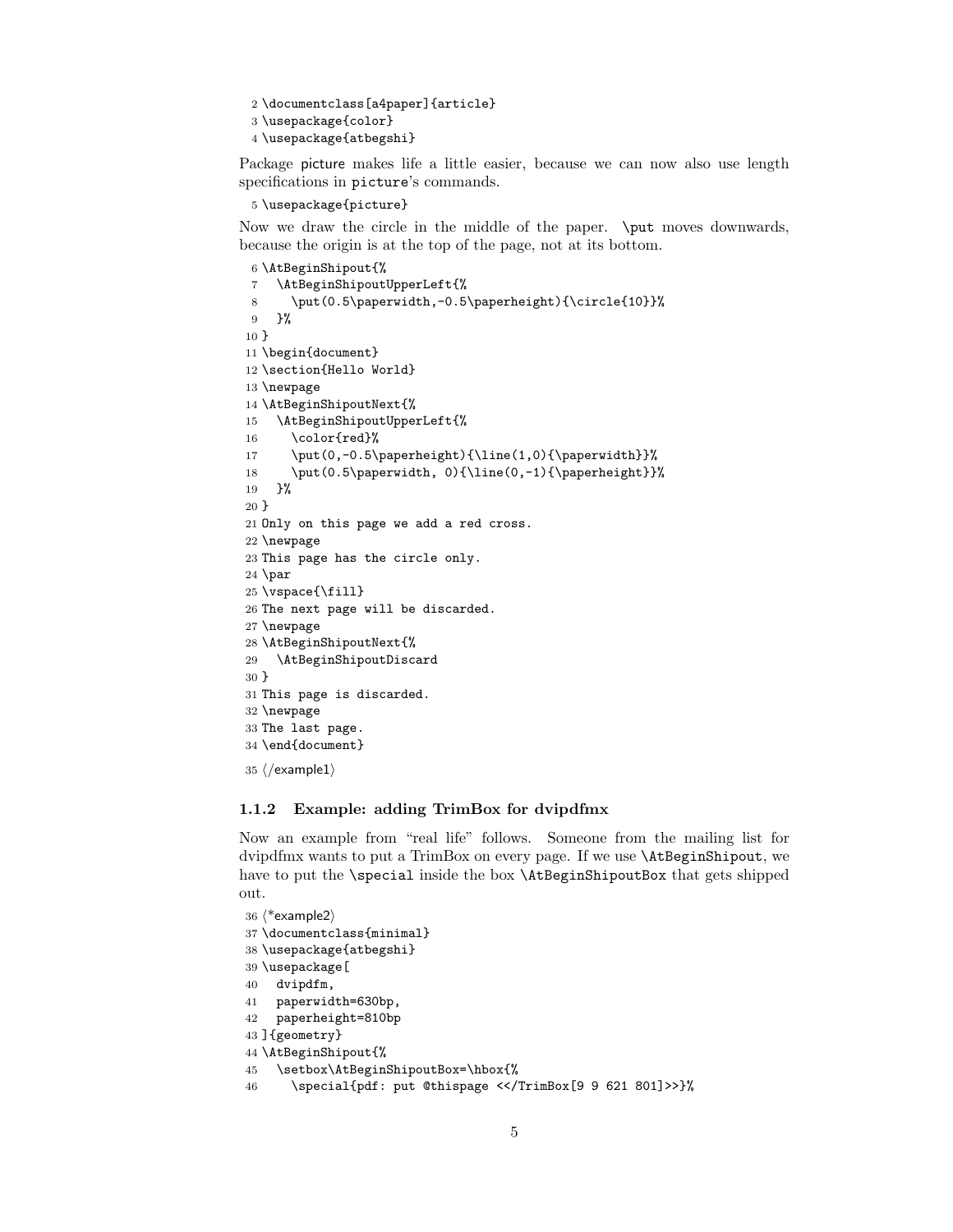```
2 \documentclass[a4paper]{article}
3 \usepackage{color}
4 \usepackage{atbegshi}
```

Package picture makes life a little easier, because we can now also use length specifications in picture's commands.

```
5 \usepackage{picture}
```

Now we draw the circle in the middle of the paper. `\put` moves downwards, because the origin is at the top of the page, not at its bottom.

```
6 \AtBeginShipout{%
7   \AtBeginShipoutUpperLeft{%
8     \put(0.5\paperwidth,-0.5\paperheight){\circle{10}}%
9   }%
10 }
11 \begin{document}
12 \section{Hello World}
13 \newpage
14 \AtBeginShipoutNext{%
15   \AtBeginShipoutUpperLeft{%
16     \color{red}%
17     \put(0,-0.5\paperheight){\line(1,0){\paperwidth}}%
18     \put(0.5\paperwidth, 0){\line(0,-1){\paperheight}}%
19   }%
20 }
21 Only on this page we add a red cross.
22 \newpage
23 This page has the circle only.
24 \par
25 \vspace{\fill}
26 The next page will be discarded.
27 \newpage
28 \AtBeginShipoutNext{%
29   \AtBeginShipoutDiscard
30 }
31 This page is discarded.
32 \newpage
33 The last page.
34 \end{document}
35 ⟨/example1⟩
```

### 1.1.2 Example: adding TrimBox for dvipdfmx

Now an example from "real life" follows. Someone from the mailing list for dvipdfmx wants to put a TrimBox on every page. If we use `\AtBeginShipout`, we have to put the `\special` inside the box `\AtBeginShipoutBox` that gets shipped out.

```
36 ⟨*example2⟩
37 \documentclass{minimal}
38 \usepackage{atbegshi}
39 \usepackage[
40   dvipdfm,
41   paperwidth=630bp,
42   paperheight=810bp
43 ]{geometry}
44 \AtBeginShipout{%
45   \setbox\AtBeginShipoutBox=\hbox{%
46     \special{pdf: put @thispage <</TrimBox[9 9 621 801]>>}%
```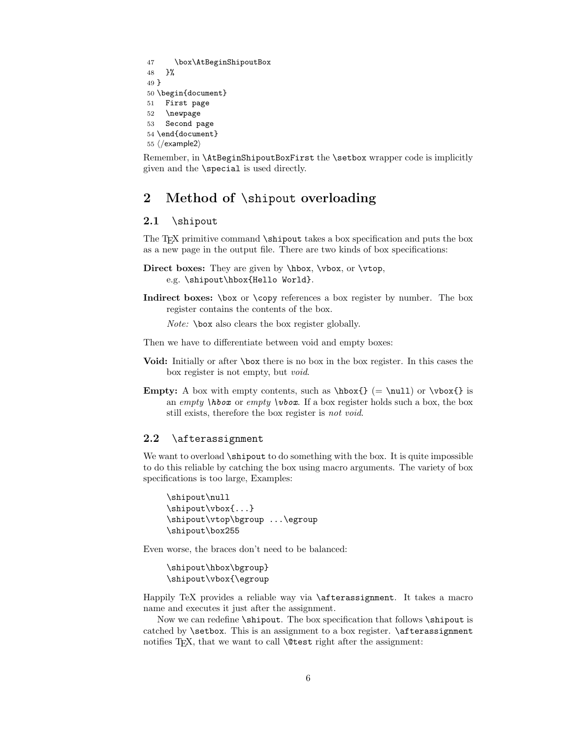```
47     \box\AtBeginShipoutBox
48   }%
49 }
50 \begin{document}
51   First page
52   \newpage
53   Second page
54 \end{document}
55 ⟨/example2⟩
```

Remember, in `\AtBeginShipoutBoxFirst` the `\setbox` wrapper code is implicitly given and the `\special` is used directly.

# 2 Method of `\shipout` overloading

## 2.1 `\shipout`

The TEX primitive command `\shipout` takes a box specification and puts the box as a new page in the output file. There are two kinds of box specifications:

**Direct boxes:** They are given by `\hbox`, `\vbox`, or `\vtop`,
e.g. `\shipout\hbox{Hello World}`.

**Indirect boxes:** `\box` or `\copy` references a box register by number. The box register contains the contents of the box.

*Note:* `\box` also clears the box register globally.

Then we have to differentiate between void and empty boxes:

**Void:** Initially or after `\box` there is no box in the box register. In this cases the box register is not empty, but *void*.

**Empty:** A box with empty contents, such as `\hbox{}` (= `\null`) or `\vbox{}` is an *empty `\hbox`* or *empty `\vbox`*. If a box register holds such a box, the box still exists, therefore the box register is *not void*.

## 2.2 `\afterassignment`

We want to overload `\shipout` to do something with the box. It is quite impossible to do this reliable by catching the box using macro arguments. The variety of box specifications is too large, Examples:

```
\shipout\null
\shipout\vbox{...}
\shipout\vtop\bgroup ...\egroup
\shipout\box255
```

Even worse, the braces don't need to be balanced:

```
\shipout\hbox\bgroup}
\shipout\vbox{\egroup
```

Happily TeX provides a reliable way via `\afterassignment`. It takes a macro name and executes it just after the assignment.

Now we can redefine `\shipout`. The box specification that follows `\shipout` is catched by `\setbox`. This is an assignment to a box register. `\afterassignment` notifies TEX, that we want to call `\@test` right after the assignment: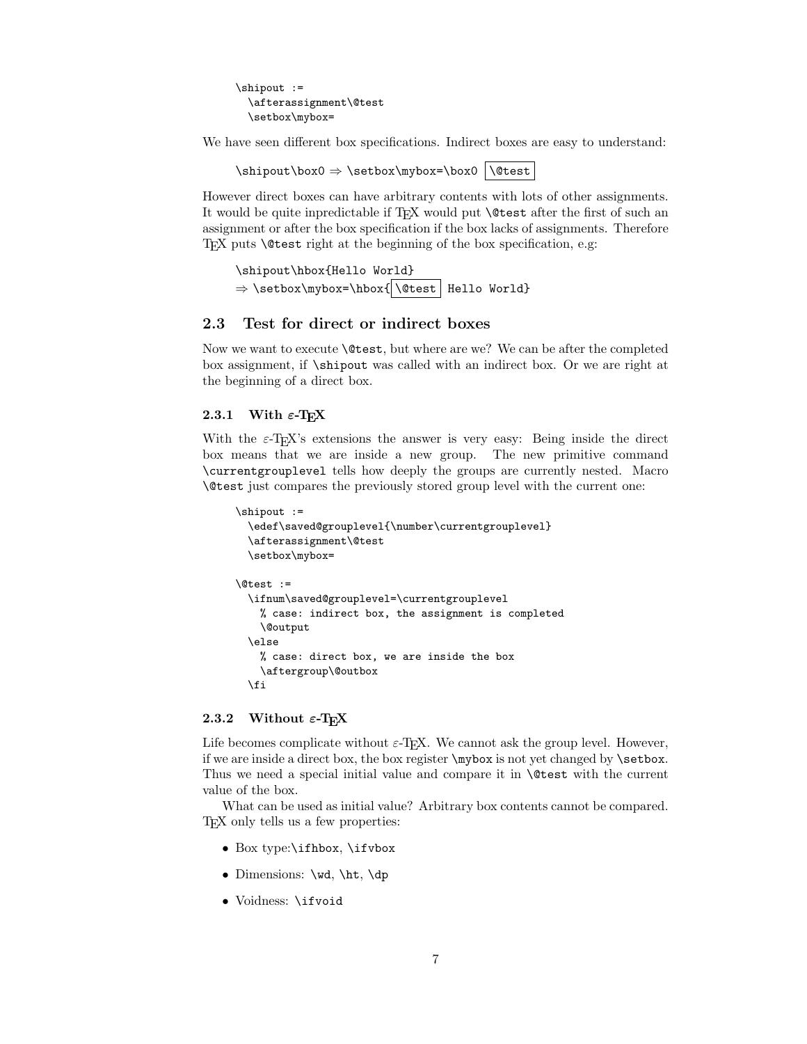```
\shipout :=
  \afterassignment\@test
  \setbox\mybox=
```

We have seen different box specifications. Indirect boxes are easy to understand:

```
\shipout\box0 ⇒ \setbox\mybox=\box0 \@test
```

However direct boxes can have arbitrary contents with lots of other assignments. It would be quite inpredictable if TEX would put `\@test` after the first of such an assignment or after the box specification if the box lacks of assignments. Therefore TEX puts `\@test` right at the beginning of the box specification, e.g:

```
\shipout\hbox{Hello World}
⇒ \setbox\mybox=\hbox{ \@test  Hello World}
```

## 2.3 Test for direct or indirect boxes

Now we want to execute `\@test`, but where are we? We can be after the completed box assignment, if `\shipout` was called with an indirect box. Or we are right at the beginning of a direct box.

### 2.3.1 With ε-TEX

With the ε-TEX's extensions the answer is very easy: Being inside the direct box means that we are inside a new group. The new primitive command `\currentgrouplevel` tells how deeply the groups are currently nested. Macro `\@test` just compares the previously stored group level with the current one:

```
\shipout :=
  \edef\saved@grouplevel{\number\currentgrouplevel}
  \afterassignment\@test
  \setbox\mybox=

\@test :=
  \ifnum\saved@grouplevel=\currentgrouplevel
    % case: indirect box, the assignment is completed
    \@output
  \else
    % case: direct box, we are inside the box
    \aftergroup\@outbox
  \fi
```

### 2.3.2 Without ε-TEX

Life becomes complicate without ε-TEX. We cannot ask the group level. However, if we are inside a direct box, the box register `\mybox` is not yet changed by `\setbox`. Thus we need a special initial value and compare it in `\@test` with the current value of the box.

What can be used as initial value? Arbitrary box contents cannot be compared. TEX only tells us a few properties:

- Box type: `\ifhbox`, `\ifvbox`
- Dimensions: `\wd`, `\ht`, `\dp`
- Voidness: `\ifvoid`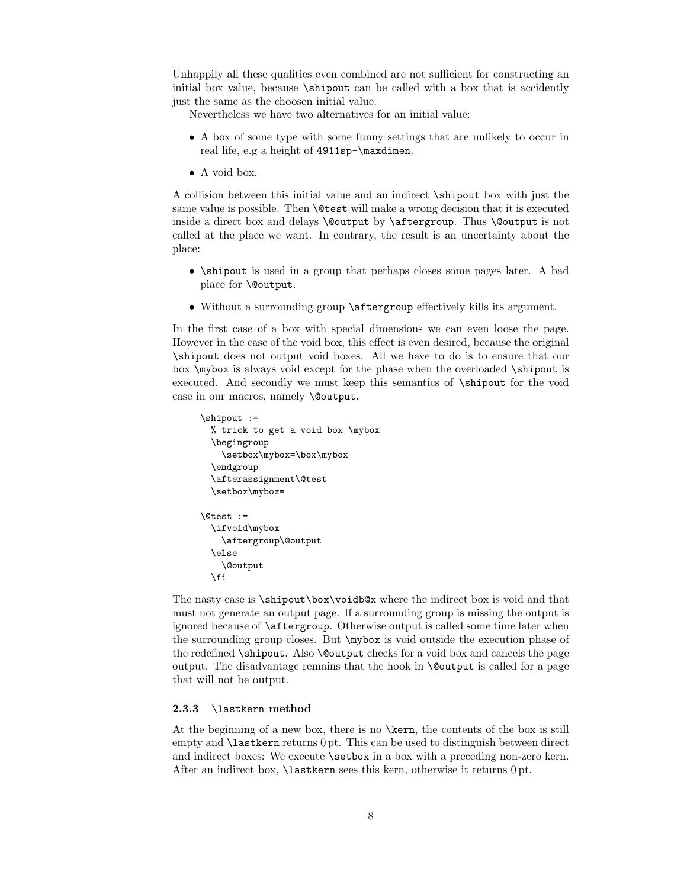Unhappily all these qualities even combined are not sufficient for constructing an initial box value, because `\shipout` can be called with a box that is accidently just the same as the choosen initial value.

Nevertheless we have two alternatives for an initial value:

- A box of some type with some funny settings that are unlikely to occur in real life, e.g a height of `4911sp-\maxdimen`.
- A void box.

A collision between this initial value and an indirect `\shipout` box with just the same value is possible. Then `\@test` will make a wrong decision that it is executed inside a direct box and delays `\@output` by `\aftergroup`. Thus `\@output` is not called at the place we want. In contrary, the result is an uncertainty about the place:

- `\shipout` is used in a group that perhaps closes some pages later. A bad place for `\@output`.
- Without a surrounding group `\aftergroup` effectively kills its argument.

In the first case of a box with special dimensions we can even loose the page. However in the case of the void box, this effect is even desired, because the original `\shipout` does not output void boxes. All we have to do is to ensure that our box `\mybox` is always void except for the phase when the overloaded `\shipout` is executed. And secondly we must keep this semantics of `\shipout` for the void case in our macros, namely `\@output`.

```
\shipout :=
  % trick to get a void box \mybox
  \begingroup
    \setbox\mybox=\box\mybox
  \endgroup
  \afterassignment\@test
  \setbox\mybox=

\@test :=
  \ifvoid\mybox
    \aftergroup\@output
  \else
    \@output
  \fi
```

The nasty case is `\shipout\box\voidb@x` where the indirect box is void and that must not generate an output page. If a surrounding group is missing the output is ignored because of `\aftergroup`. Otherwise output is called some time later when the surrounding group closes. But `\mybox` is void outside the execution phase of the redefined `\shipout`. Also `\@output` checks for a void box and cancels the page output. The disadvantage remains that the hook in `\@output` is called for a page that will not be output.

### 2.3.3 `\lastkern` method

At the beginning of a new box, there is no `\kern`, the contents of the box is still empty and `\lastkern` returns 0 pt. This can be used to distinguish between direct and indirect boxes: We execute `\setbox` in a box with a preceding non-zero kern. After an indirect box, `\lastkern` sees this kern, otherwise it returns 0 pt.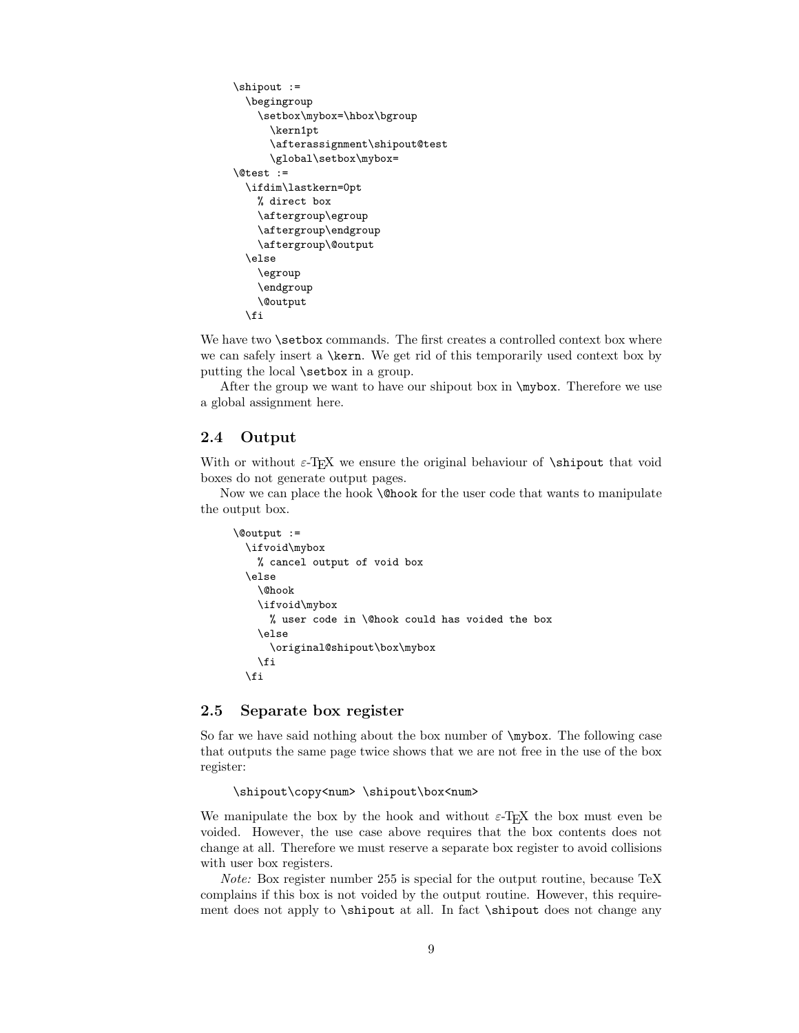```
\shipout :=
  \begingroup
    \setbox\mybox=\hbox\bgroup
      \kern1pt
      \afterassignment\shipout@test
      \global\setbox\mybox=
\@test :=
  \ifdim\lastkern=0pt
    % direct box
    \aftergroup\egroup
    \aftergroup\endgroup
    \aftergroup\@output
  \else
    \egroup
    \endgroup
    \@output
  \fi
```

We have two `\setbox` commands. The first creates a controlled context box where we can safely insert a `\kern`. We get rid of this temporarily used context box by putting the local `\setbox` in a group.

After the group we want to have our shipout box in `\mybox`. Therefore we use a global assignment here.

## 2.4 Output

With or without ε-TEX we ensure the original behaviour of `\shipout` that void boxes do not generate output pages.

Now we can place the hook `\@hook` for the user code that wants to manipulate the output box.

```
\@output :=
  \ifvoid\mybox
    % cancel output of void box
  \else
    \@hook
    \ifvoid\mybox
      % user code in \@hook could has voided the box
    \else
      \original@shipout\box\mybox
    \fi
  \fi
```

## 2.5 Separate box register

So far we have said nothing about the box number of `\mybox`. The following case that outputs the same page twice shows that we are not free in the use of the box register:

```
\shipout\copy<num> \shipout\box<num>
```

We manipulate the box by the hook and without ε-TEX the box must even be voided. However, the use case above requires that the box contents does not change at all. Therefore we must reserve a separate box register to avoid collisions with user box registers.

*Note:* Box register number 255 is special for the output routine, because TeX complains if this box is not voided by the output routine. However, this requirement does not apply to `\shipout` at all. In fact `\shipout` does not change any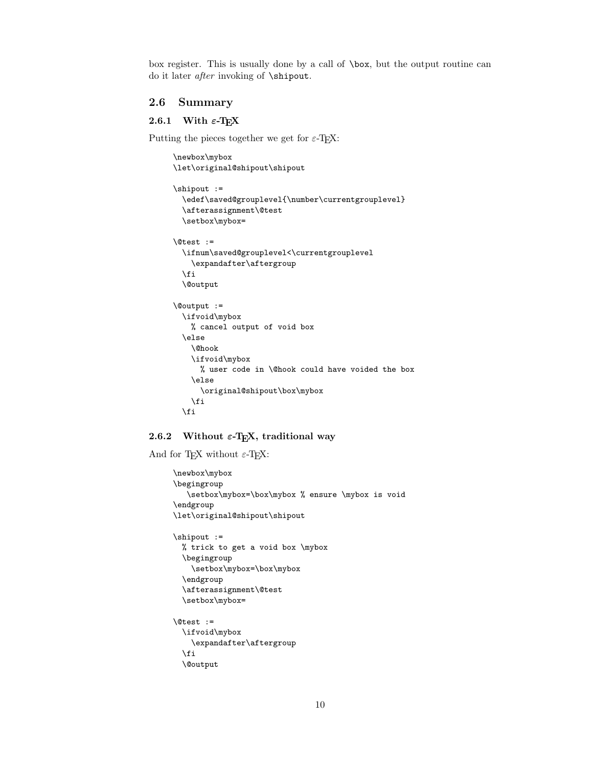box register. This is usually done by a call of `\box`, but the output routine can do it later *after* invoking of `\shipout`.

## 2.6 Summary

### 2.6.1 With ε-TeX

Putting the pieces together we get for ε-TeX:

```
\newbox\mybox
\let\original@shipout\shipout

\shipout :=
  \edef\saved@grouplevel{\number\currentgrouplevel}
  \afterassignment\@test
  \setbox\mybox=

\@test :=
  \ifnum\saved@grouplevel<\currentgrouplevel
    \expandafter\aftergroup
  \fi
  \@output

\@output :=
  \ifvoid\mybox
    % cancel output of void box
  \else
    \@hook
    \ifvoid\mybox
      % user code in \@hook could have voided the box
    \else
      \original@shipout\box\mybox
    \fi
  \fi
```

### 2.6.2 Without ε-TeX, traditional way

And for TeX without ε-TeX:

```
\newbox\mybox
\begingroup
   \setbox\mybox=\box\mybox % ensure \mybox is void
\endgroup
\let\original@shipout\shipout

\shipout :=
  % trick to get a void box \mybox
  \begingroup
    \setbox\mybox=\box\mybox
  \endgroup
  \afterassignment\@test
  \setbox\mybox=

\@test :=
  \ifvoid\mybox
    \expandafter\aftergroup
  \fi
  \@output
```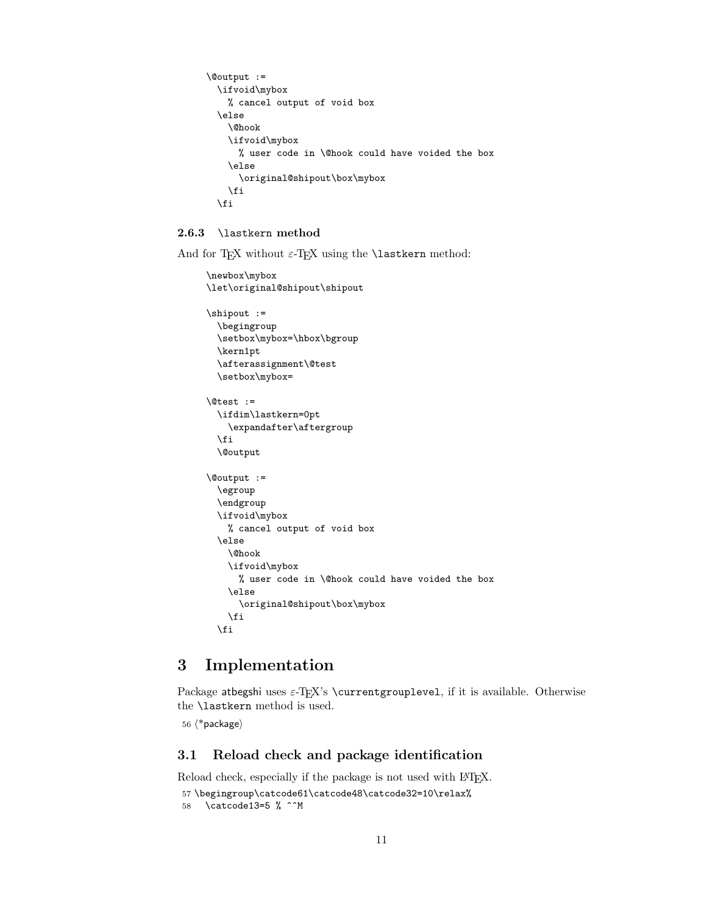```
\@output :=
  \ifvoid\mybox
    % cancel output of void box
  \else
    \@hook
    \ifvoid\mybox
      % user code in \@hook could have voided the box
    \else
      \original@shipout\box\mybox
    \fi
  \fi
```

### 2.6.3 \lastkern method

And for TEX without ε-TEX using the `\lastkern` method:

```
\newbox\mybox
\let\original@shipout\shipout

\shipout :=
  \begingroup
  \setbox\mybox=\hbox\bgroup
  \kern1pt
  \afterassignment\@test
  \setbox\mybox=

\@test :=
  \ifdim\lastkern=0pt
    \expandafter\aftergroup
  \fi
  \@output

\@output :=
  \egroup
  \endgroup
  \ifvoid\mybox
    % cancel output of void box
  \else
    \@hook
    \ifvoid\mybox
      % user code in \@hook could have voided the box
    \else
      \original@shipout\box\mybox
    \fi
  \fi
```

# 3 Implementation

Package atbegshi uses ε-TEX's `\currentgrouplevel`, if it is available. Otherwise the `\lastkern` method is used.

```
56 ⟨*package⟩
```

## 3.1 Reload check and package identification

Reload check, especially if the package is not used with LATEX.

```
57 \begingroup\catcode61\catcode48\catcode32=10\relax%
58   \catcode13=5 % ^^M
```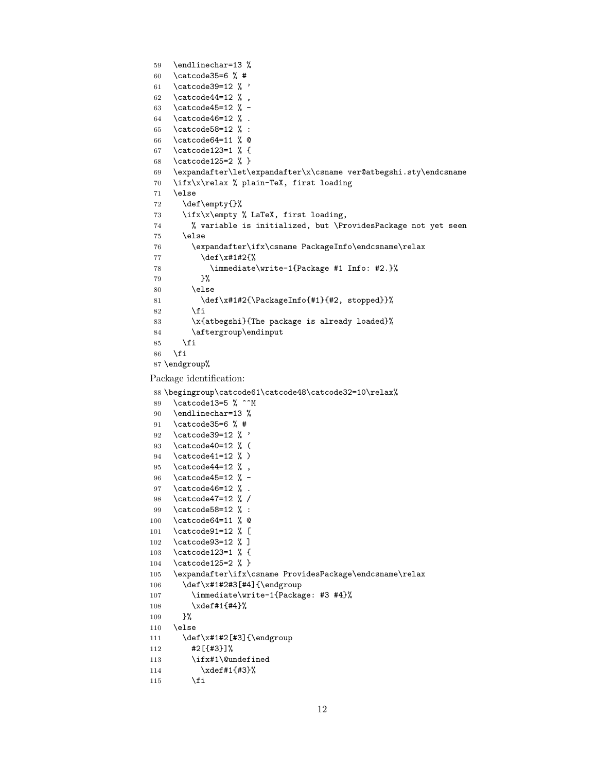```
59   \endlinechar=13 %
60   \catcode35=6 % #
61   \catcode39=12 % '
62   \catcode44=12 % ,
63   \catcode45=12 % -
64   \catcode46=12 % .
65   \catcode58=12 % :
66   \catcode64=11 % @
67   \catcode123=1 % {
68   \catcode125=2 % }
69   \expandafter\let\expandafter\x\csname ver@atbegshi.sty\endcsname
70   \ifx\x\relax % plain-TeX, first loading
71   \else
72     \def\empty{}%
73     \ifx\x\empty % LaTeX, first loading,
74       % variable is initialized, but \ProvidesPackage not yet seen
75     \else
76       \expandafter\ifx\csname PackageInfo\endcsname\relax
77         \def\x#1#2{%
78           \immediate\write-1{Package #1 Info: #2.}%
79         }%
80       \else
81         \def\x#1#2{\PackageInfo{#1}{#2, stopped}}%
82       \fi
83       \x{atbegshi}{The package is already loaded}%
84       \aftergroup\endinput
85     \fi
86   \fi
87 \endgroup%
```

Package identification:

```
88 \begingroup\catcode61\catcode48\catcode32=10\relax%
89   \catcode13=5 % ^^M
90   \endlinechar=13 %
91   \catcode35=6 % #
92   \catcode39=12 % '
93   \catcode40=12 % (
94   \catcode41=12 % )
95   \catcode44=12 % ,
96   \catcode45=12 % -
97   \catcode46=12 % .
98   \catcode47=12 % /
99   \catcode58=12 % :
100  \catcode64=11 % @
101  \catcode91=12 % [
102  \catcode93=12 % ]
103  \catcode123=1 % {
104  \catcode125=2 % }
105  \expandafter\ifx\csname ProvidesPackage\endcsname\relax
106    \def\x#1#2#3[#4]{\endgroup
107      \immediate\write-1{Package: #3 #4}%
108      \xdef#1{#4}%
109    }%
110  \else
111    \def\x#1#2[#3]{\endgroup
112      #2[{#3}]%
113      \ifx#1\@undefined
114        \xdef#1{#3}%
115      \fi
```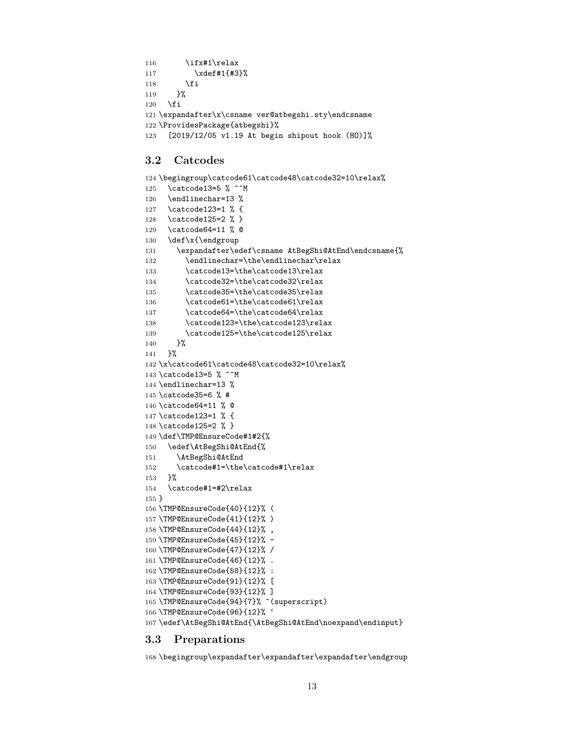```
116     \ifx#1\relax
117       \xdef#1{#3}%
118     \fi
119   }%
120 \fi
121 \expandafter\x\csname ver@atbegshi.sty\endcsname
122 \ProvidesPackage{atbegshi}%
123   [2019/12/05 v1.19 At begin shipout hook (HO)]%
```

## 3.2 Catcodes

```
124 \begingroup\catcode61\catcode48\catcode32=10\relax%
125   \catcode13=5 % ^^M
126   \endlinechar=13 %
127   \catcode123=1 % {
128   \catcode125=2 % }
129   \catcode64=11 % @
130   \def\x{\endgroup
131     \expandafter\edef\csname AtBegShi@AtEnd\endcsname{%
132       \endlinechar=\the\endlinechar\relax
133       \catcode13=\the\catcode13\relax
134       \catcode32=\the\catcode32\relax
135       \catcode35=\the\catcode35\relax
136       \catcode61=\the\catcode61\relax
137       \catcode64=\the\catcode64\relax
138       \catcode123=\the\catcode123\relax
139       \catcode125=\the\catcode125\relax
140     }%
141   }%
142 \x\catcode61\catcode48\catcode32=10\relax%
143 \catcode13=5 % ^^M
144 \endlinechar=13 %
145 \catcode35=6 % #
146 \catcode64=11 % @
147 \catcode123=1 % {
148 \catcode125=2 % }
149 \def\TMP@EnsureCode#1#2{%
150   \edef\AtBegShi@AtEnd{%
151     \AtBegShi@AtEnd
152     \catcode#1=\the\catcode#1\relax
153   }%
154   \catcode#1=#2\relax
155 }
156 \TMP@EnsureCode{40}{12}% (
157 \TMP@EnsureCode{41}{12}% )
158 \TMP@EnsureCode{44}{12}% ,
159 \TMP@EnsureCode{45}{12}% -
160 \TMP@EnsureCode{47}{12}% /
161 \TMP@EnsureCode{46}{12}% .
162 \TMP@EnsureCode{58}{12}% :
163 \TMP@EnsureCode{91}{12}% [
164 \TMP@EnsureCode{93}{12}% ]
165 \TMP@EnsureCode{94}{7}% ^(superscript)
166 \TMP@EnsureCode{96}{12}% `
167 \edef\AtBegShi@AtEnd{\AtBegShi@AtEnd\noexpand\endinput}
```

## 3.3 Preparations

```
168 \begingroup\expandafter\expandafter\expandafter\endgroup
```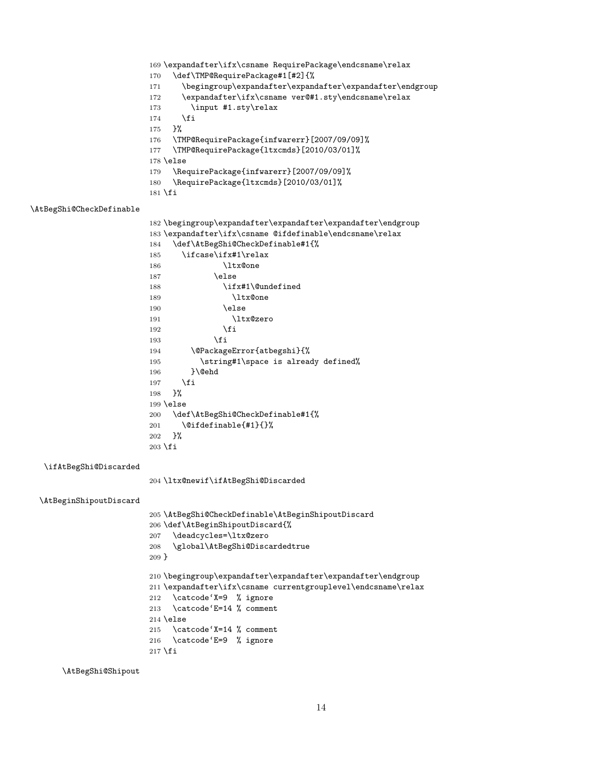```
169 \expandafter\ifx\csname RequirePackage\endcsname\relax
170   \def\TMP@RequirePackage#1[#2]{%
171     \begingroup\expandafter\expandafter\expandafter\endgroup
172     \expandafter\ifx\csname ver@#1.sty\endcsname\relax
173       \input #1.sty\relax
174     \fi
175   }%
176   \TMP@RequirePackage{infwarerr}[2007/09/09]%
177   \TMP@RequirePackage{ltxcmds}[2010/03/01]%
178 \else
179   \RequirePackage{infwarerr}[2007/09/09]%
180   \RequirePackage{ltxcmds}[2010/03/01]%
181 \fi
```

\AtBegShi@CheckDefinable

```
182 \begingroup\expandafter\expandafter\expandafter\endgroup
183 \expandafter\ifx\csname @ifdefinable\endcsname\relax
184   \def\AtBegShi@CheckDefinable#1{%
185     \ifcase\ifx#1\relax
186             \ltx@one
187           \else
188             \ifx#1\@undefined
189               \ltx@one
190             \else
191               \ltx@zero
192             \fi
193           \fi
194       \@PackageError{atbegshi}{%
195         \string#1\space is already defined%
196       }\@ehd
197     \fi
198   }%
199 \else
200   \def\AtBegShi@CheckDefinable#1{%
201     \@ifdefinable{#1}{}%
202   }%
203 \fi
```

\ifAtBegShi@Discarded

```
204 \ltx@newif\ifAtBegShi@Discarded
```

\AtBeginShipoutDiscard

```
205 \AtBegShi@CheckDefinable\AtBeginShipoutDiscard
206 \def\AtBeginShipoutDiscard{%
207   \deadcycles=\ltx@zero
208   \global\AtBegShi@Discardedtrue
209 }
210 \begingroup\expandafter\expandafter\expandafter\endgroup
211 \expandafter\ifx\csname currentgrouplevel\endcsname\relax
212   \catcode`X=9  % ignore
213   \catcode`E=14 % comment
214 \else
215   \catcode`X=14 % comment
216   \catcode`E=9  % ignore
217 \fi
```

\AtBegShi@Shipout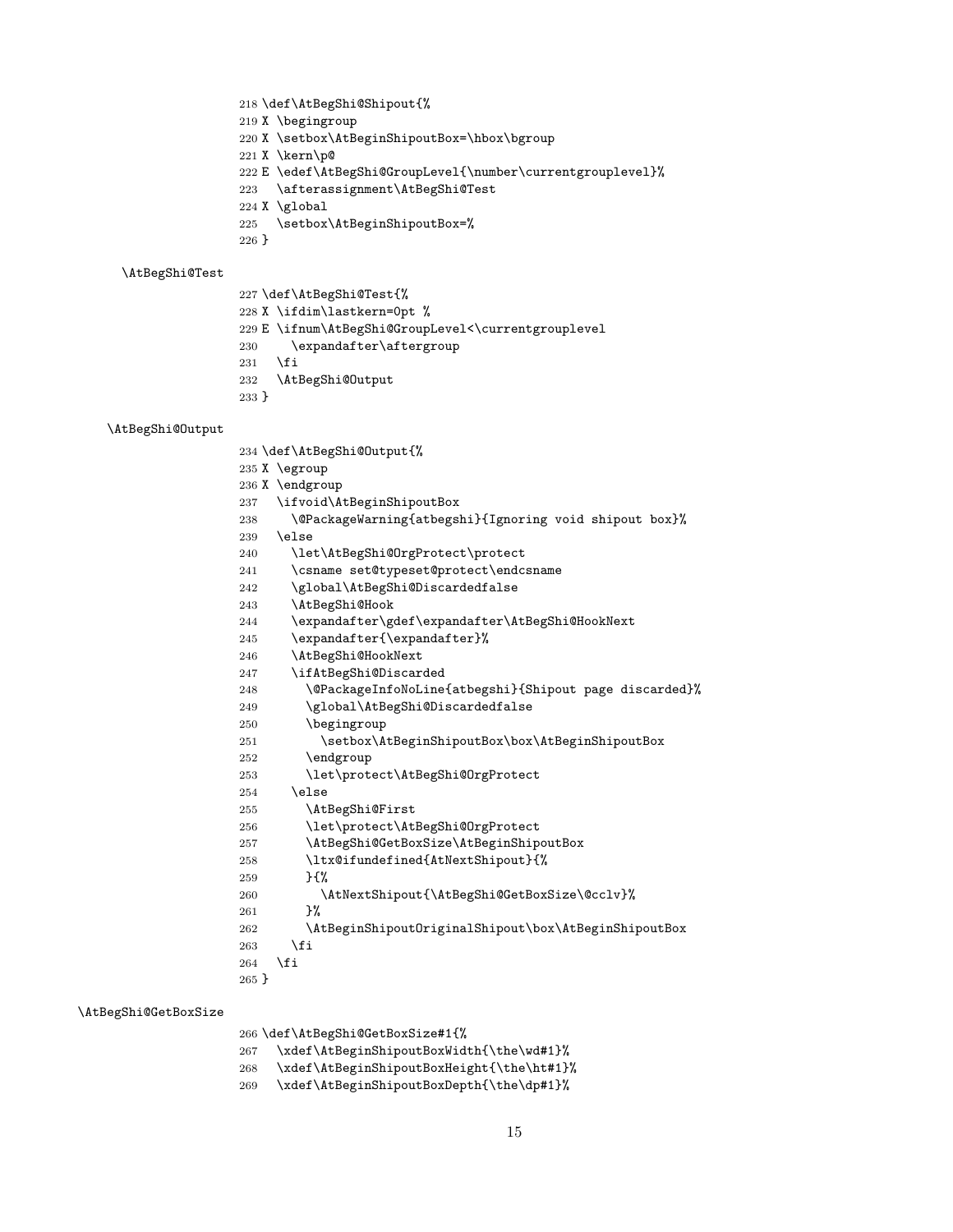```
218 \def\AtBegShi@Shipout{%
219 X \begingroup
220 X \setbox\AtBeginShipoutBox=\hbox\bgroup
221 X \kern\p@
222 E \edef\AtBegShi@GroupLevel{\number\currentgrouplevel}%
223   \afterassignment\AtBegShi@Test
224 X \global
225   \setbox\AtBeginShipoutBox=%
226 }
```

\AtBegShi@Test

```
227 \def\AtBegShi@Test{%
228 X \ifdim\lastkern=0pt %
229 E \ifnum\AtBegShi@GroupLevel<\currentgrouplevel
230     \expandafter\aftergroup
231   \fi
232   \AtBegShi@Output
233 }
```

\AtBegShi@Output

```
234 \def\AtBegShi@Output{%
235 X \egroup
236 X \endgroup
237   \ifvoid\AtBeginShipoutBox
238     \@PackageWarning{atbegshi}{Ignoring void shipout box}%
239   \else
240     \let\AtBegShi@OrgProtect\protect
241     \csname set@typeset@protect\endcsname
242     \global\AtBegShi@Discardedfalse
243     \AtBegShi@Hook
244     \expandafter\gdef\expandafter\AtBegShi@HookNext
245     \expandafter{\expandafter}%
246     \AtBegShi@HookNext
247     \ifAtBegShi@Discarded
248       \@PackageInfoNoLine{atbegshi}{Shipout page discarded}%
249       \global\AtBegShi@Discardedfalse
250       \begingroup
251         \setbox\AtBeginShipoutBox\box\AtBeginShipoutBox
252       \endgroup
253       \let\protect\AtBegShi@OrgProtect
254     \else
255       \AtBegShi@First
256       \let\protect\AtBegShi@OrgProtect
257       \AtBegShi@GetBoxSize\AtBeginShipoutBox
258       \ltx@ifundefined{AtNextShipout}{%
259       }{%
260         \AtNextShipout{\AtBegShi@GetBoxSize\@cclv}%
261       }%
262       \AtBeginShipoutOriginalShipout\box\AtBeginShipoutBox
263     \fi
264   \fi
265 }
```

\AtBegShi@GetBoxSize

```
266 \def\AtBegShi@GetBoxSize#1{%
267   \xdef\AtBeginShipoutBoxWidth{\the\wd#1}%
268   \xdef\AtBeginShipoutBoxHeight{\the\ht#1}%
269   \xdef\AtBeginShipoutBoxDepth{\the\dp#1}%
```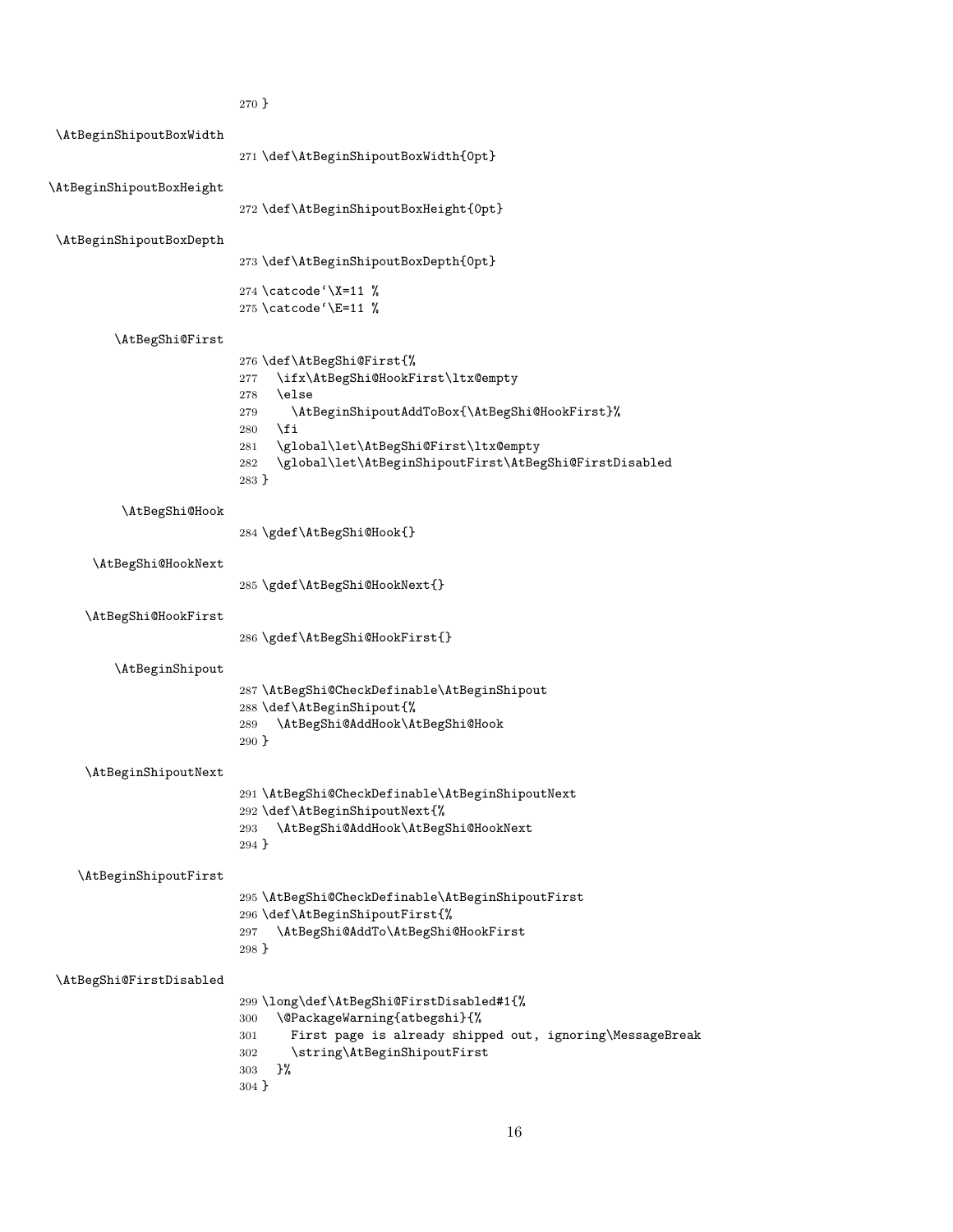```
270 }
```

\AtBeginShipoutBoxWidth

```
271 \def\AtBeginShipoutBoxWidth{0pt}
```

\AtBeginShipoutBoxHeight

```
272 \def\AtBeginShipoutBoxHeight{0pt}
```

\AtBeginShipoutBoxDepth

```
273 \def\AtBeginShipoutBoxDepth{0pt}
274 \catcode`\X=11 %
275 \catcode`\E=11 %
```

\AtBegShi@First

```
276 \def\AtBegShi@First{%
277   \ifx\AtBegShi@HookFirst\ltx@empty
278   \else
279     \AtBeginShipoutAddToBox{\AtBegShi@HookFirst}%
280   \fi
281   \global\let\AtBegShi@First\ltx@empty
282   \global\let\AtBeginShipoutFirst\AtBegShi@FirstDisabled
283 }
```

\AtBegShi@Hook

```
284 \gdef\AtBegShi@Hook{}
```

\AtBegShi@HookNext

```
285 \gdef\AtBegShi@HookNext{}
```

\AtBegShi@HookFirst

```
286 \gdef\AtBegShi@HookFirst{}
```

\AtBeginShipout

```
287 \AtBegShi@CheckDefinable\AtBeginShipout
288 \def\AtBeginShipout{%
289   \AtBegShi@AddHook\AtBegShi@Hook
290 }
```

\AtBeginShipoutNext

```
291 \AtBegShi@CheckDefinable\AtBeginShipoutNext
292 \def\AtBeginShipoutNext{%
293   \AtBegShi@AddHook\AtBegShi@HookNext
294 }
```

\AtBeginShipoutFirst

```
295 \AtBegShi@CheckDefinable\AtBeginShipoutFirst
296 \def\AtBeginShipoutFirst{%
297   \AtBegShi@AddTo\AtBegShi@HookFirst
298 }
```

\AtBegShi@FirstDisabled

```
299 \long\def\AtBegShi@FirstDisabled#1{%
300   \@PackageWarning{atbegshi}{%
301     First page is already shipped out, ignoring\MessageBreak
302     \string\AtBeginShipoutFirst
303   }%
304 }
```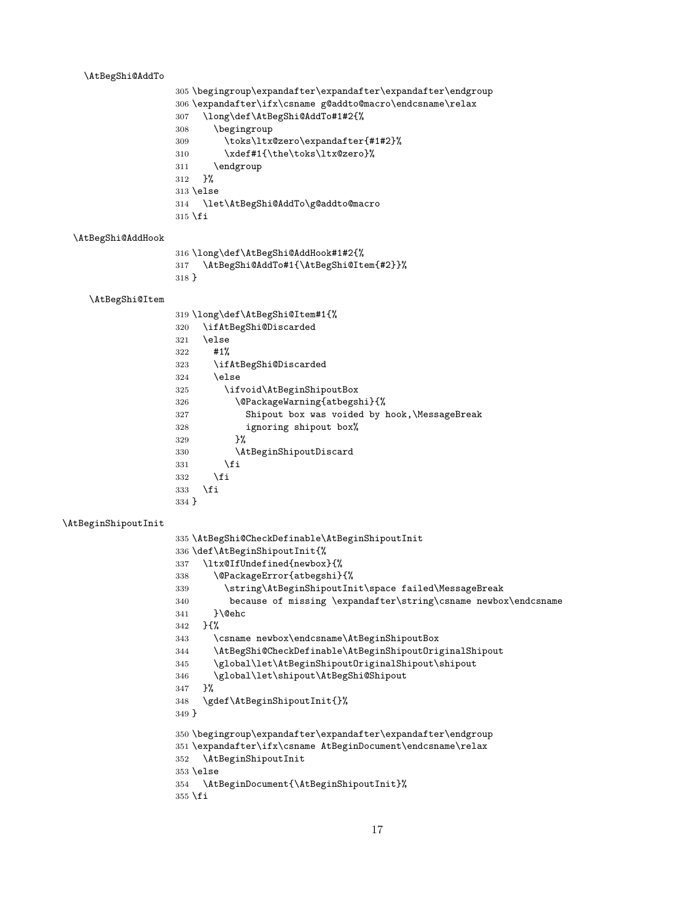\AtBegShi@AddTo

```
305 \begingroup\expandafter\expandafter\expandafter\endgroup
306 \expandafter\ifx\csname g@addto@macro\endcsname\relax
307   \long\def\AtBegShi@AddTo#1#2{%
308     \begingroup
309       \toks\ltx@zero\expandafter{#1#2}%
310       \xdef#1{\the\toks\ltx@zero}%
311     \endgroup
312   }%
313 \else
314   \let\AtBegShi@AddTo\g@addto@macro
315 \fi
```

\AtBegShi@AddHook

```
316 \long\def\AtBegShi@AddHook#1#2{%
317   \AtBegShi@AddTo#1{\AtBegShi@Item{#2}}%
318 }
```

\AtBegShi@Item

```
319 \long\def\AtBegShi@Item#1{%
320   \ifAtBegShi@Discarded
321   \else
322     #1%
323     \ifAtBegShi@Discarded
324     \else
325       \ifvoid\AtBeginShipoutBox
326         \@PackageWarning{atbegshi}{%
327           Shipout box was voided by hook,\MessageBreak
328           ignoring shipout box%
329         }%
330         \AtBeginShipoutDiscard
331       \fi
332     \fi
333   \fi
334 }
```

\AtBeginShipoutInit

```
335 \AtBegShi@CheckDefinable\AtBeginShipoutInit
336 \def\AtBeginShipoutInit{%
337   \ltx@IfUndefined{newbox}{%
338     \@PackageError{atbegshi}{%
339       \string\AtBeginShipoutInit\space failed\MessageBreak
340        because of missing \expandafter\string\csname newbox\endcsname
341     }\@ehc
342   }{%
343     \csname newbox\endcsname\AtBeginShipoutBox
344     \AtBegShi@CheckDefinable\AtBeginShipoutOriginalShipout
345     \global\let\AtBeginShipoutOriginalShipout\shipout
346     \global\let\shipout\AtBegShi@Shipout
347   }%
348   \gdef\AtBeginShipoutInit{}%
349 }
350 \begingroup\expandafter\expandafter\expandafter\endgroup
351 \expandafter\ifx\csname AtBeginDocument\endcsname\relax
352   \AtBeginShipoutInit
353 \else
354   \AtBeginDocument{\AtBeginShipoutInit}%
355 \fi
```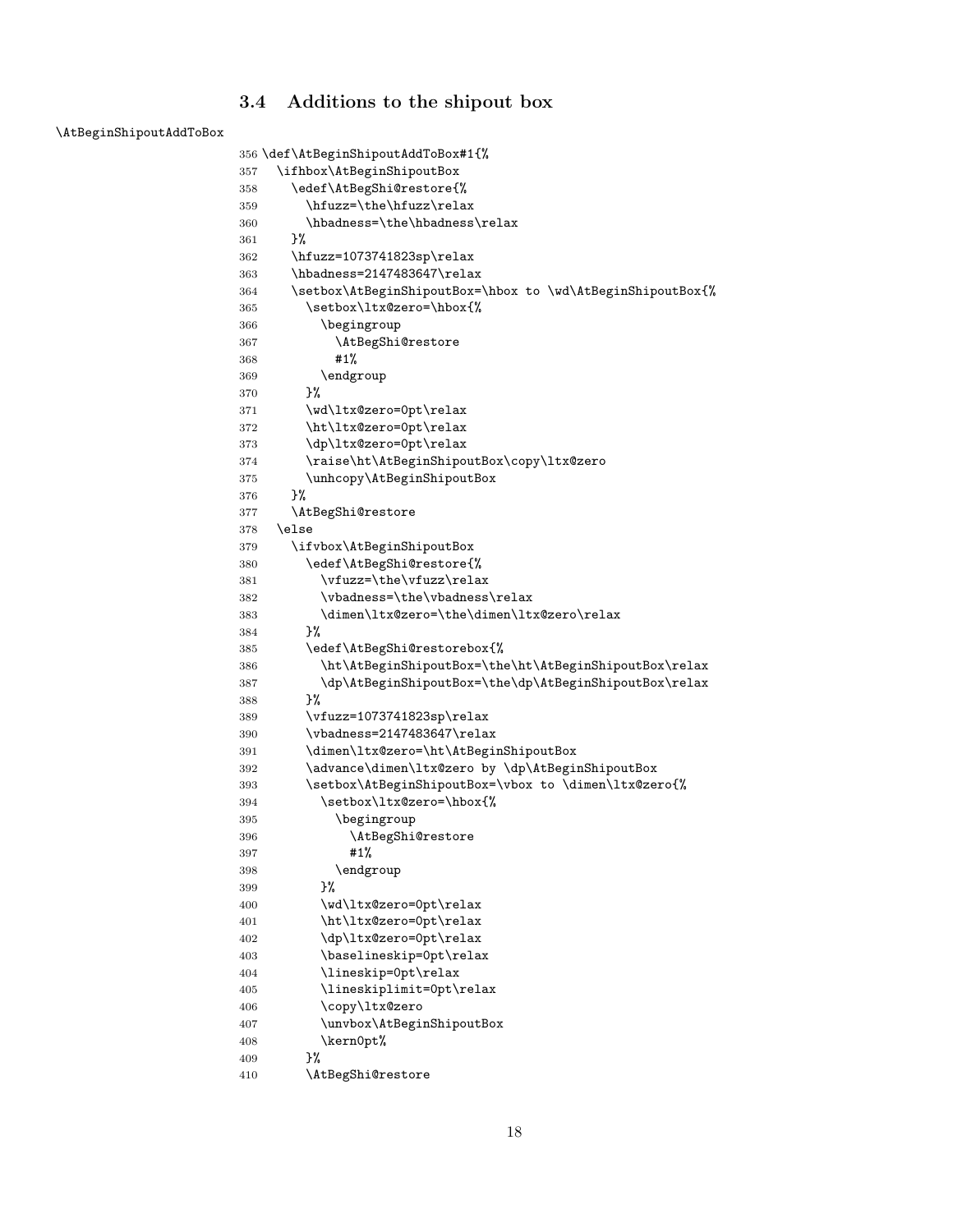### 3.4 Additions to the shipout box

\AtBeginShipoutAddToBox

```
356 \def\AtBeginShipoutAddToBox#1{%
357   \ifhbox\AtBeginShipoutBox
358     \edef\AtBegShi@restore{%
359       \hfuzz=\the\hfuzz\relax
360       \hbadness=\the\hbadness\relax
361     }%
362     \hfuzz=1073741823sp\relax
363     \hbadness=2147483647\relax
364     \setbox\AtBeginShipoutBox=\hbox to \wd\AtBeginShipoutBox{%
365       \setbox\ltx@zero=\hbox{%
366         \begingroup
367           \AtBegShi@restore
368           #1%
369         \endgroup
370       }%
371       \wd\ltx@zero=0pt\relax
372       \ht\ltx@zero=0pt\relax
373       \dp\ltx@zero=0pt\relax
374       \raise\ht\AtBeginShipoutBox\copy\ltx@zero
375       \unhcopy\AtBeginShipoutBox
376     }%
377     \AtBegShi@restore
378   \else
379     \ifvbox\AtBeginShipoutBox
380       \edef\AtBegShi@restore{%
381         \vfuzz=\the\vfuzz\relax
382         \vbadness=\the\vbadness\relax
383         \dimen\ltx@zero=\the\dimen\ltx@zero\relax
384       }%
385       \edef\AtBegShi@restorebox{%
386         \ht\AtBeginShipoutBox=\the\ht\AtBeginShipoutBox\relax
387         \dp\AtBeginShipoutBox=\the\dp\AtBeginShipoutBox\relax
388       }%
389       \vfuzz=1073741823sp\relax
390       \vbadness=2147483647\relax
391       \dimen\ltx@zero=\ht\AtBeginShipoutBox
392       \advance\dimen\ltx@zero by \dp\AtBeginShipoutBox
393       \setbox\AtBeginShipoutBox=\vbox to \dimen\ltx@zero{%
394         \setbox\ltx@zero=\hbox{%
395           \begingroup
396             \AtBegShi@restore
397             #1%
398           \endgroup
399         }%
400         \wd\ltx@zero=0pt\relax
401         \ht\ltx@zero=0pt\relax
402         \dp\ltx@zero=0pt\relax
403         \baselineskip=0pt\relax
404         \lineskip=0pt\relax
405         \lineskiplimit=0pt\relax
406         \copy\ltx@zero
407         \unvbox\AtBeginShipoutBox
408         \kern0pt%
409       }%
410       \AtBegShi@restore
```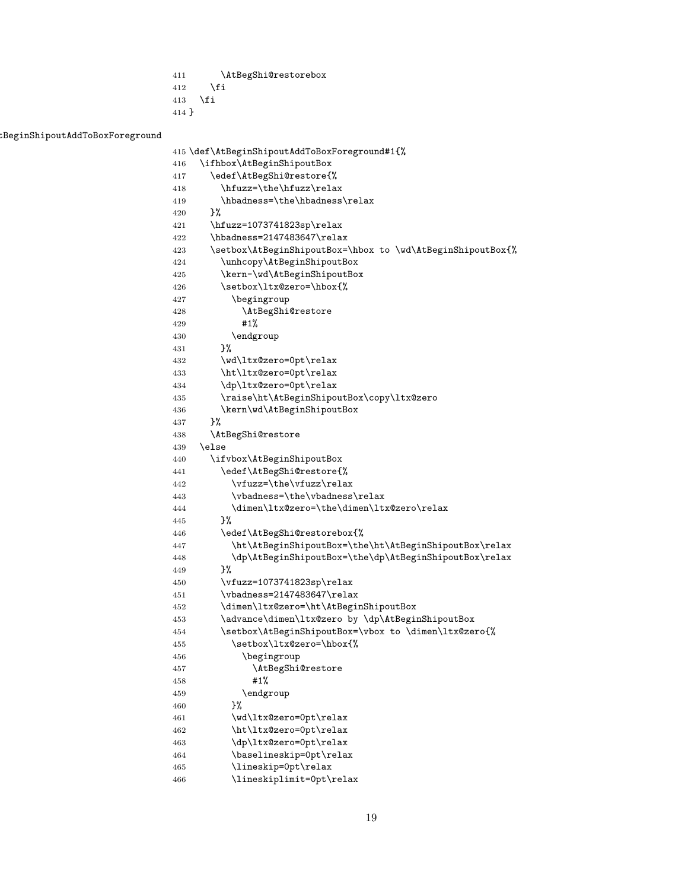```
411       \AtBegShi@restorebox
412     \fi
413   \fi
414 }
```

\AtBeginShipoutAddToBoxForeground

```
415 \def\AtBeginShipoutAddToBoxForeground#1{%
416   \ifhbox\AtBeginShipoutBox
417     \edef\AtBegShi@restore{%
418       \hfuzz=\the\hfuzz\relax
419       \hbadness=\the\hbadness\relax
420     }%
421     \hfuzz=1073741823sp\relax
422     \hbadness=2147483647\relax
423     \setbox\AtBeginShipoutBox=\hbox to \wd\AtBeginShipoutBox{%
424       \unhcopy\AtBeginShipoutBox
425       \kern-\wd\AtBeginShipoutBox
426       \setbox\ltx@zero=\hbox{%
427         \begingroup
428           \AtBegShi@restore
429           #1%
430         \endgroup
431       }%
432       \wd\ltx@zero=0pt\relax
433       \ht\ltx@zero=0pt\relax
434       \dp\ltx@zero=0pt\relax
435       \raise\ht\AtBeginShipoutBox\copy\ltx@zero
436       \kern\wd\AtBeginShipoutBox
437     }%
438     \AtBegShi@restore
439   \else
440     \ifvbox\AtBeginShipoutBox
441       \edef\AtBegShi@restore{%
442         \vfuzz=\the\vfuzz\relax
443         \vbadness=\the\vbadness\relax
444         \dimen\ltx@zero=\the\dimen\ltx@zero\relax
445       }%
446       \edef\AtBegShi@restorebox{%
447         \ht\AtBeginShipoutBox=\the\ht\AtBeginShipoutBox\relax
448         \dp\AtBeginShipoutBox=\the\dp\AtBeginShipoutBox\relax
449       }%
450       \vfuzz=1073741823sp\relax
451       \vbadness=2147483647\relax
452       \dimen\ltx@zero=\ht\AtBeginShipoutBox
453       \advance\dimen\ltx@zero by \dp\AtBeginShipoutBox
454       \setbox\AtBeginShipoutBox=\vbox to \dimen\ltx@zero{%
455         \setbox\ltx@zero=\hbox{%
456           \begingroup
457             \AtBegShi@restore
458             #1%
459           \endgroup
460         }%
461         \wd\ltx@zero=0pt\relax
462         \ht\ltx@zero=0pt\relax
463         \dp\ltx@zero=0pt\relax
464         \baselineskip=0pt\relax
465         \lineskip=0pt\relax
466         \lineskiplimit=0pt\relax
```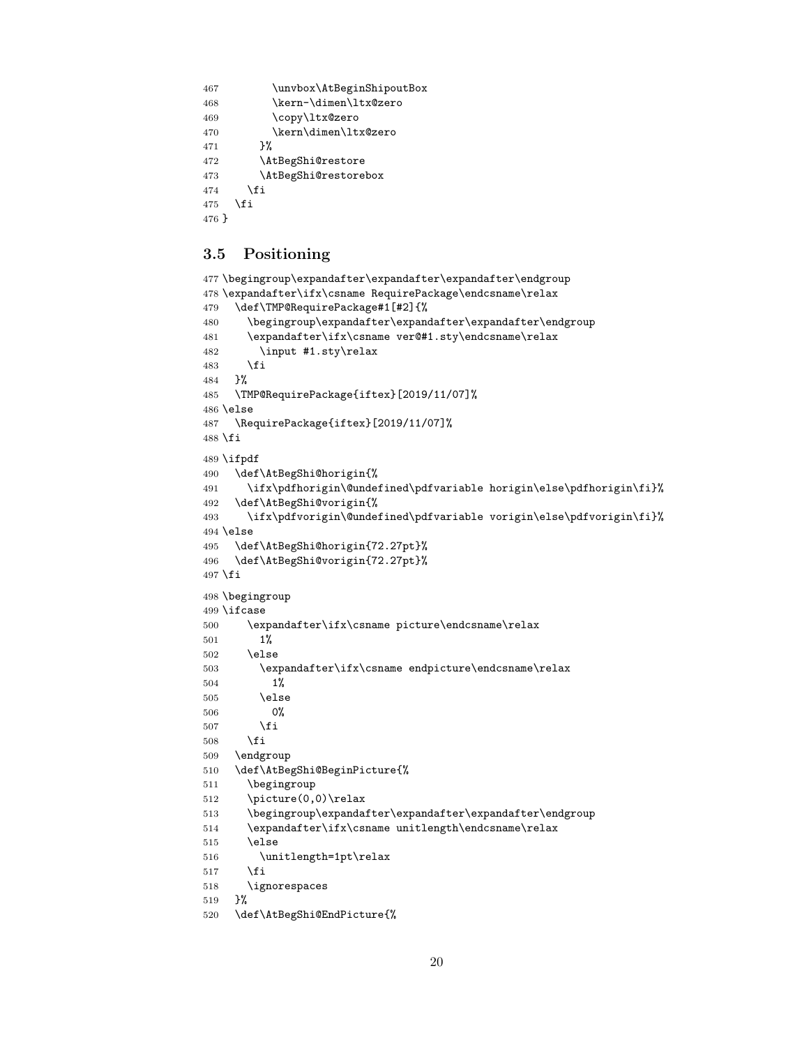```
467         \unvbox\AtBeginShipoutBox
468         \kern-\dimen\ltx@zero
469         \copy\ltx@zero
470         \kern\dimen\ltx@zero
471       }%
472       \AtBegShi@restore
473       \AtBegShi@restorebox
474     \fi
475   \fi
476 }
```

### 3.5 Positioning

```
477 \begingroup\expandafter\expandafter\expandafter\endgroup
478 \expandafter\ifx\csname RequirePackage\endcsname\relax
479   \def\TMP@RequirePackage#1[#2]{%
480     \begingroup\expandafter\expandafter\expandafter\endgroup
481     \expandafter\ifx\csname ver@#1.sty\endcsname\relax
482       \input #1.sty\relax
483     \fi
484   }%
485   \TMP@RequirePackage{iftex}[2019/11/07]%
486 \else
487   \RequirePackage{iftex}[2019/11/07]%
488 \fi
489 \ifpdf
490   \def\AtBegShi@horigin{%
491     \ifx\pdfhorigin\@undefined\pdfvariable horigin\else\pdfhorigin\fi}%
492   \def\AtBegShi@vorigin{%
493     \ifx\pdfvorigin\@undefined\pdfvariable vorigin\else\pdfvorigin\fi}%
494 \else
495   \def\AtBegShi@horigin{72.27pt}%
496   \def\AtBegShi@vorigin{72.27pt}%
497 \fi
498 \begingroup
499 \ifcase
500     \expandafter\ifx\csname picture\endcsname\relax
501       1%
502     \else
503       \expandafter\ifx\csname endpicture\endcsname\relax
504         1%
505       \else
506         0%
507       \fi
508     \fi
509   \endgroup
510   \def\AtBegShi@BeginPicture{%
511     \begingroup
512     \picture(0,0)\relax
513     \begingroup\expandafter\expandafter\expandafter\endgroup
514     \expandafter\ifx\csname unitlength\endcsname\relax
515     \else
516       \unitlength=1pt\relax
517     \fi
518     \ignorespaces
519   }%
520   \def\AtBegShi@EndPicture{%
```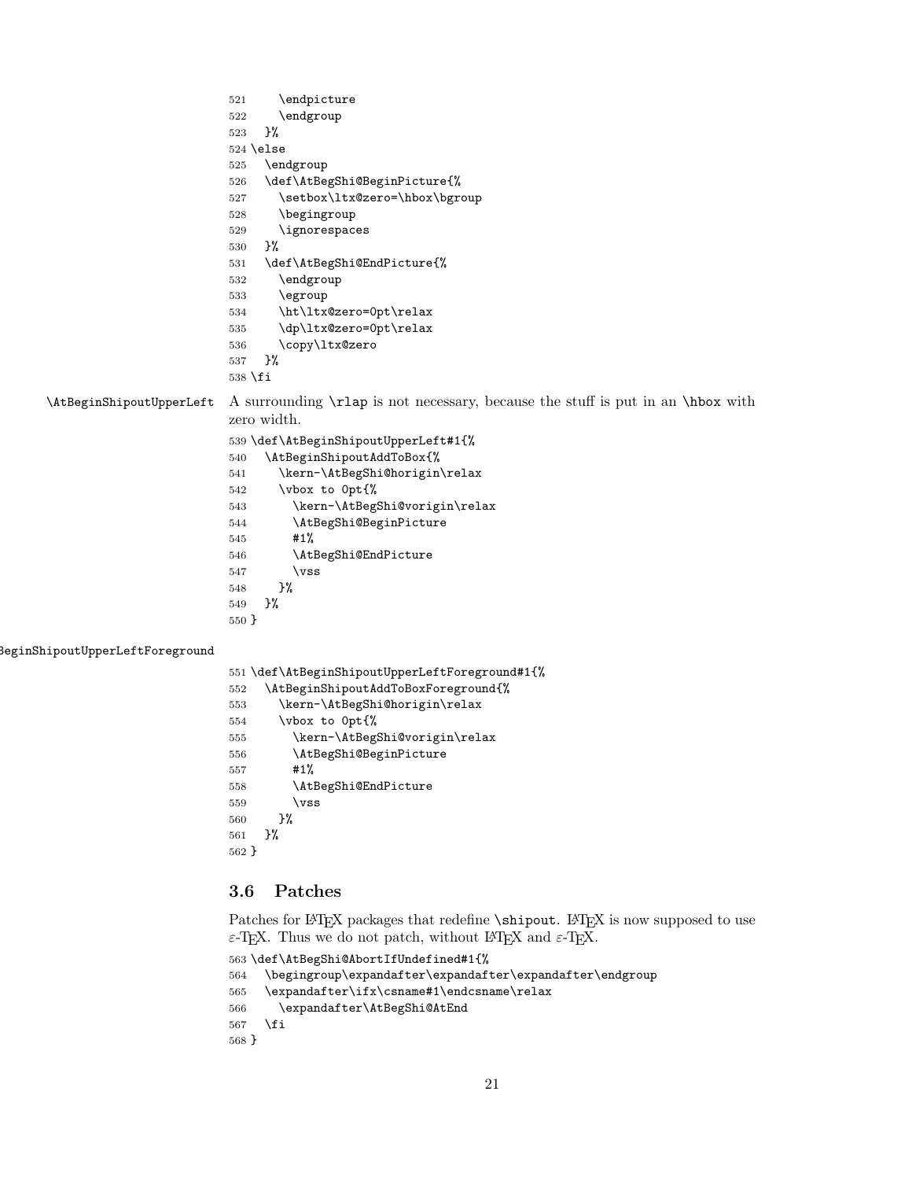```
521     \endpicture
522     \endgroup
523   }%
524 \else
525   \endgroup
526   \def\AtBegShi@BeginPicture{%
527     \setbox\ltx@zero=\hbox\bgroup
528     \begingroup
529     \ignorespaces
530   }%
531   \def\AtBegShi@EndPicture{%
532     \endgroup
533     \egroup
534     \ht\ltx@zero=0pt\relax
535     \dp\ltx@zero=0pt\relax
536     \copy\ltx@zero
537   }%
538 \fi
```

\AtBeginShipoutUpperLeft A surrounding \rlap is not necessary, because the stuff is put in an \hbox with zero width.

```
539 \def\AtBeginShipoutUpperLeft#1{%
540   \AtBeginShipoutAddToBox{%
541     \kern-\AtBegShi@horigin\relax
542     \vbox to 0pt{%
543       \kern-\AtBegShi@vorigin\relax
544       \AtBegShi@BeginPicture
545       #1%
546       \AtBegShi@EndPicture
547       \vss
548     }%
549   }%
550 }
```

\AtBeginShipoutUpperLeftForeground

```
551 \def\AtBeginShipoutUpperLeftForeground#1{%
552   \AtBeginShipoutAddToBoxForeground{%
553     \kern-\AtBegShi@horigin\relax
554     \vbox to 0pt{%
555       \kern-\AtBegShi@vorigin\relax
556       \AtBegShi@BeginPicture
557       #1%
558       \AtBegShi@EndPicture
559       \vss
560     }%
561   }%
562 }
```

### 3.6 Patches

Patches for LaTeX packages that redefine \shipout. LaTeX is now supposed to use ε-TeX. Thus we do not patch, without LaTeX and ε-TeX.

```
563 \def\AtBegShi@AbortIfUndefined#1{%
564   \begingroup\expandafter\expandafter\expandafter\endgroup
565   \expandafter\ifx\csname#1\endcsname\relax
566     \expandafter\AtBegShi@AtEnd
567   \fi
568 }
```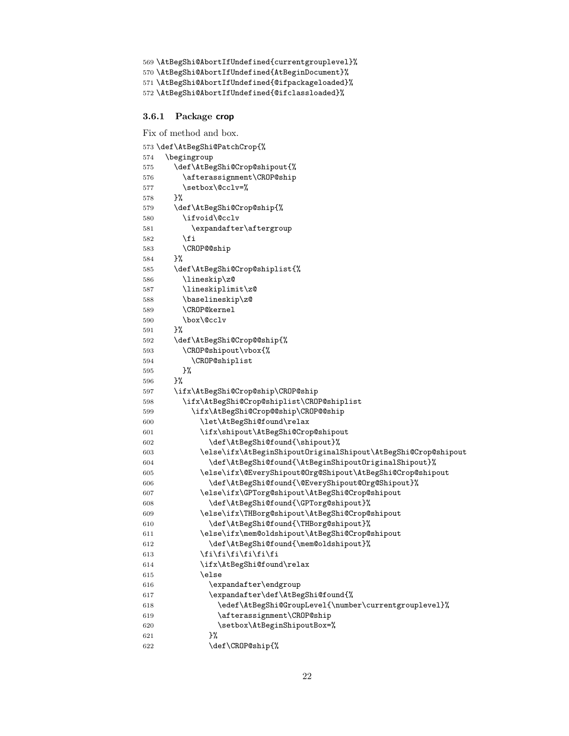```
569 \AtBegShi@AbortIfUndefined{currentgrouplevel}%
570 \AtBegShi@AbortIfUndefined{AtBeginDocument}%
571 \AtBegShi@AbortIfUndefined{@ifpackageloaded}%
572 \AtBegShi@AbortIfUndefined{@ifclassloaded}%
```

### 3.6.1 Package crop

Fix of method and box.

```
573 \def\AtBegShi@PatchCrop{%
574   \begingroup
575     \def\AtBegShi@Crop@shipout{%
576       \afterassignment\CROP@ship
577       \setbox\@cclv=%
578     }%
579     \def\AtBegShi@Crop@ship{%
580       \ifvoid\@cclv
581         \expandafter\aftergroup
582       \fi
583       \CROP@@ship
584     }%
585     \def\AtBegShi@Crop@shiplist{%
586       \lineskip\z@
587       \lineskiplimit\z@
588       \baselineskip\z@
589       \CROP@kernel
590       \box\@cclv
591     }%
592     \def\AtBegShi@Crop@@ship{%
593       \CROP@shipout\vbox{%
594         \CROP@shiplist
595       }%
596     }%
597     \ifx\AtBegShi@Crop@ship\CROP@ship
598       \ifx\AtBegShi@Crop@shiplist\CROP@shiplist
599         \ifx\AtBegShi@Crop@@ship\CROP@@ship
600           \let\AtBegShi@found\relax
601           \ifx\shipout\AtBegShi@Crop@shipout
602             \def\AtBegShi@found{\shipout}%
603           \else\ifx\AtBeginShipoutOriginalShipout\AtBegShi@Crop@shipout
604             \def\AtBegShi@found{\AtBeginShipoutOriginalShipout}%
605           \else\ifx\@EveryShipout@Org@Shipout\AtBegShi@Crop@shipout
606             \def\AtBegShi@found{\@EveryShipout@Org@Shipout}%
607           \else\ifx\GPTorg@shipout\AtBegShi@Crop@shipout
608             \def\AtBegShi@found{\GPTorg@shipout}%
609           \else\ifx\THBorg@shipout\AtBegShi@Crop@shipout
610             \def\AtBegShi@found{\THBorg@shipout}%
611           \else\ifx\mem@oldshipout\AtBegShi@Crop@shipout
612             \def\AtBegShi@found{\mem@oldshipout}%
613           \fi\fi\fi\fi\fi\fi
614           \ifx\AtBegShi@found\relax
615           \else
616             \expandafter\endgroup
617             \expandafter\def\AtBegShi@found{%
618               \edef\AtBegShi@GroupLevel{\number\currentgrouplevel}%
619               \afterassignment\CROP@ship
620               \setbox\AtBeginShipoutBox=%
621             }%
622             \def\CROP@ship{%
```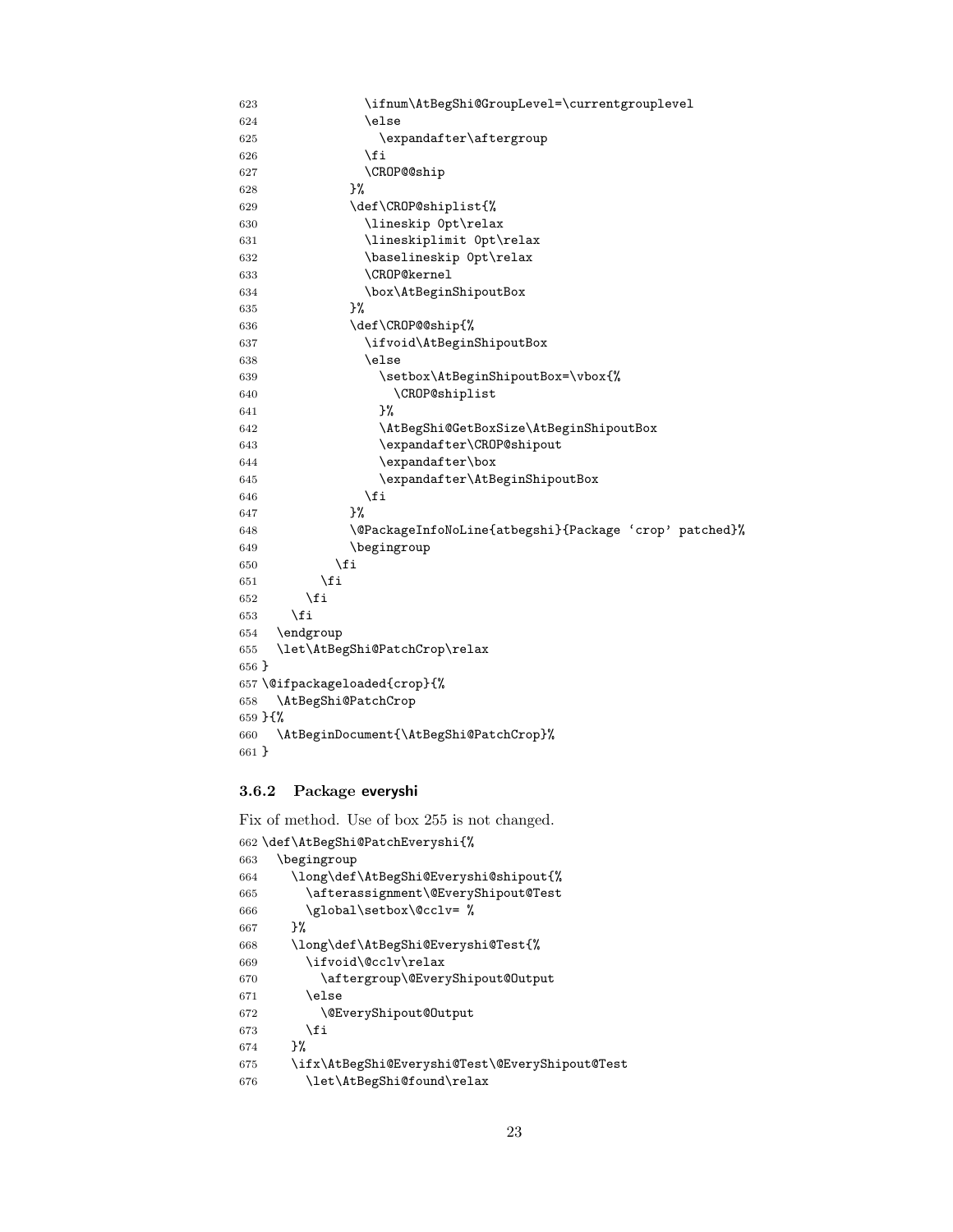```
623             \ifnum\AtBegShi@GroupLevel=\currentgrouplevel
624             \else
625               \expandafter\aftergroup
626             \fi
627             \CROP@@ship
628           }%
629           \def\CROP@shiplist{%
630             \lineskip 0pt\relax
631             \lineskiplimit 0pt\relax
632             \baselineskip 0pt\relax
633             \CROP@kernel
634             \box\AtBeginShipoutBox
635           }%
636           \def\CROP@@ship{%
637             \ifvoid\AtBeginShipoutBox
638             \else
639               \setbox\AtBeginShipoutBox=\vbox{%
640                 \CROP@shiplist
641               }%
642               \AtBegShi@GetBoxSize\AtBeginShipoutBox
643               \expandafter\CROP@shipout
644               \expandafter\box
645               \expandafter\AtBeginShipoutBox
646             \fi
647           }%
648           \@PackageInfoNoLine{atbegshi}{Package `crop' patched}%
649           \begingroup
650         \fi
651       \fi
652     \fi
653   \fi
654   \endgroup
655   \let\AtBegShi@PatchCrop\relax
656 }
657 \@ifpackageloaded{crop}{%
658   \AtBegShi@PatchCrop
659 }{%
660   \AtBeginDocument{\AtBegShi@PatchCrop}%
661 }
```

### 3.6.2 Package everyshi

Fix of method. Use of box 255 is not changed.

```
662 \def\AtBegShi@PatchEveryshi{%
663   \begingroup
664     \long\def\AtBegShi@Everyshi@shipout{%
665       \afterassignment\@EveryShipout@Test
666       \global\setbox\@cclv= %
667     }%
668     \long\def\AtBegShi@Everyshi@Test{%
669       \ifvoid\@cclv\relax
670         \aftergroup\@EveryShipout@Output
671       \else
672         \@EveryShipout@Output
673       \fi
674     }%
675     \ifx\AtBegShi@Everyshi@Test\@EveryShipout@Test
676       \let\AtBegShi@found\relax
```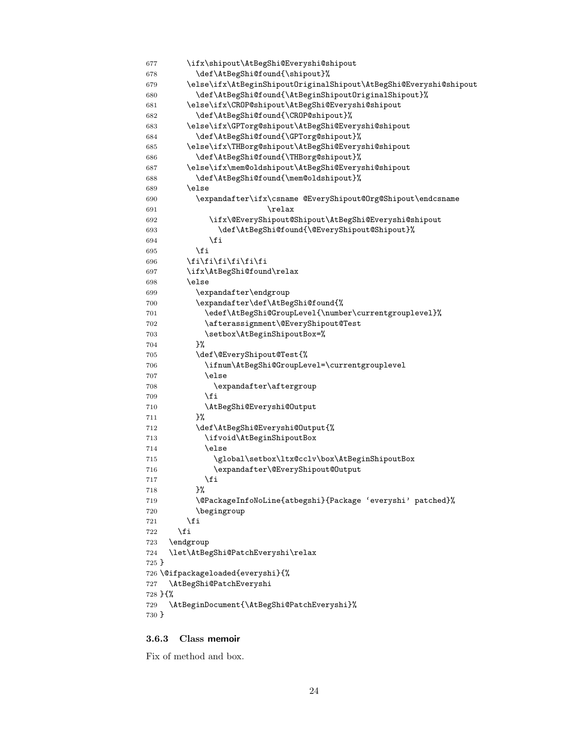```
677       \ifx\shipout\AtBegShi@Everyshi@shipout
678         \def\AtBegShi@found{\shipout}%
679       \else\ifx\AtBeginShipoutOriginalShipout\AtBegShi@Everyshi@shipout
680         \def\AtBegShi@found{\AtBeginShipoutOriginalShipout}%
681       \else\ifx\CROP@shipout\AtBegShi@Everyshi@shipout
682         \def\AtBegShi@found{\CROP@shipout}%
683       \else\ifx\GPTorg@shipout\AtBegShi@Everyshi@shipout
684         \def\AtBegShi@found{\GPTorg@shipout}%
685       \else\ifx\THBorg@shipout\AtBegShi@Everyshi@shipout
686         \def\AtBegShi@found{\THBorg@shipout}%
687       \else\ifx\mem@oldshipout\AtBegShi@Everyshi@shipout
688         \def\AtBegShi@found{\mem@oldshipout}%
689       \else
690         \expandafter\ifx\csname @EveryShipout@Org@Shipout\endcsname
691                         \relax
692           \ifx\@EveryShipout@Shipout\AtBegShi@Everyshi@shipout
693             \def\AtBegShi@found{\@EveryShipout@Shipout}%
694           \fi
695         \fi
696       \fi\fi\fi\fi\fi\fi
697       \ifx\AtBegShi@found\relax
698       \else
699         \expandafter\endgroup
700         \expandafter\def\AtBegShi@found{%
701           \edef\AtBegShi@GroupLevel{\number\currentgrouplevel}%
702           \afterassignment\@EveryShipout@Test
703           \setbox\AtBeginShipoutBox=%
704         }%
705         \def\@EveryShipout@Test{%
706           \ifnum\AtBegShi@GroupLevel=\currentgrouplevel
707           \else
708             \expandafter\aftergroup
709           \fi
710           \AtBegShi@Everyshi@Output
711         }%
712         \def\AtBegShi@Everyshi@Output{%
713           \ifvoid\AtBeginShipoutBox
714           \else
715             \global\setbox\ltx@cclv\box\AtBeginShipoutBox
716             \expandafter\@EveryShipout@Output
717           \fi
718         }%
719         \@PackageInfoNoLine{atbegshi}{Package `everyshi' patched}%
720         \begingroup
721       \fi
722     \fi
723   \endgroup
724   \let\AtBegShi@PatchEveryshi\relax
725 }
726 \@ifpackageloaded{everyshi}{%
727   \AtBegShi@PatchEveryshi
728 }{%
729   \AtBeginDocument{\AtBegShi@PatchEveryshi}%
730 }
```

### 3.6.3 Class memoir

Fix of method and box.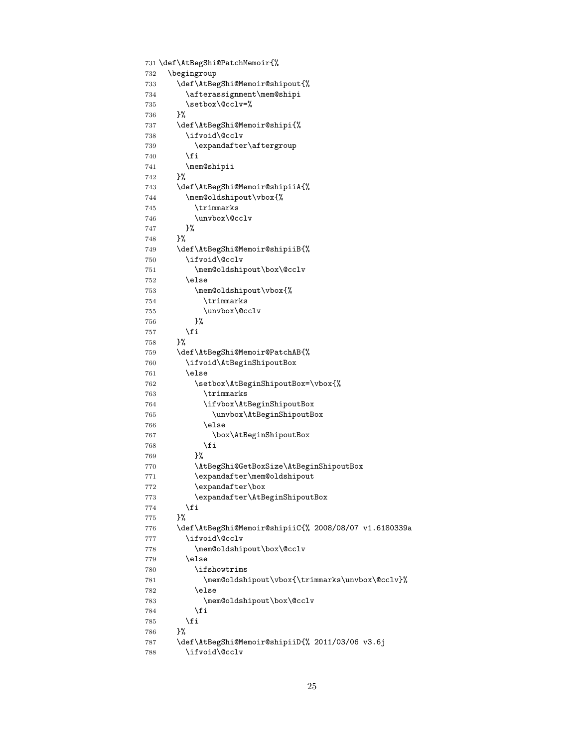```
731 \def\AtBegShi@PatchMemoir{%
732   \begingroup
733     \def\AtBegShi@Memoir@shipout{%
734       \afterassignment\mem@shipi
735       \setbox\@cclv=%
736     }%
737     \def\AtBegShi@Memoir@shipi{%
738       \ifvoid\@cclv
739         \expandafter\aftergroup
740       \fi
741       \mem@shipii
742     }%
743     \def\AtBegShi@Memoir@shipiiA{%
744       \mem@oldshipout\vbox{%
745         \trimmarks
746         \unvbox\@cclv
747       }%
748     }%
749     \def\AtBegShi@Memoir@shipiiB{%
750       \ifvoid\@cclv
751         \mem@oldshipout\box\@cclv
752       \else
753         \mem@oldshipout\vbox{%
754           \trimmarks
755           \unvbox\@cclv
756         }%
757       \fi
758     }%
759     \def\AtBegShi@Memoir@PatchAB{%
760       \ifvoid\AtBeginShipoutBox
761       \else
762         \setbox\AtBeginShipoutBox=\vbox{%
763           \trimmarks
764           \ifvbox\AtBeginShipoutBox
765             \unvbox\AtBeginShipoutBox
766           \else
767             \box\AtBeginShipoutBox
768           \fi
769         }%
770         \AtBegShi@GetBoxSize\AtBeginShipoutBox
771         \expandafter\mem@oldshipout
772         \expandafter\box
773         \expandafter\AtBeginShipoutBox
774       \fi
775     }%
776     \def\AtBegShi@Memoir@shipiiC{% 2008/08/07 v1.6180339a
777       \ifvoid\@cclv
778         \mem@oldshipout\box\@cclv
779       \else
780         \ifshowtrims
781           \mem@oldshipout\vbox{\trimmarks\unvbox\@cclv}%
782         \else
783           \mem@oldshipout\box\@cclv
784         \fi
785       \fi
786     }%
787     \def\AtBegShi@Memoir@shipiiD{% 2011/03/06 v3.6j
788       \ifvoid\@cclv
```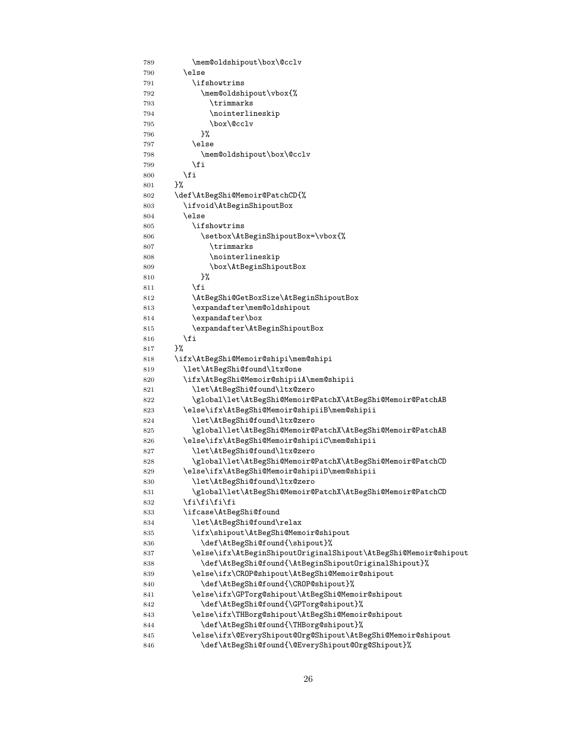```
789       \mem@oldshipout\box\@cclv
790     \else
791       \ifshowtrims
792         \mem@oldshipout\vbox{%
793           \trimmarks
794           \nointerlineskip
795           \box\@cclv
796         }%
797       \else
798         \mem@oldshipout\box\@cclv
799       \fi
800     \fi
801   }%
802   \def\AtBegShi@Memoir@PatchCD{%
803     \ifvoid\AtBeginShipoutBox
804     \else
805       \ifshowtrims
806         \setbox\AtBeginShipoutBox=\vbox{%
807           \trimmarks
808           \nointerlineskip
809           \box\AtBeginShipoutBox
810         }%
811       \fi
812       \AtBegShi@GetBoxSize\AtBeginShipoutBox
813       \expandafter\mem@oldshipout
814       \expandafter\box
815       \expandafter\AtBeginShipoutBox
816     \fi
817   }%
818   \ifx\AtBegShi@Memoir@shipi\mem@shipi
819     \let\AtBegShi@found\ltx@one
820     \ifx\AtBegShi@Memoir@shipiiA\mem@shipii
821       \let\AtBegShi@found\ltx@zero
822       \global\let\AtBegShi@Memoir@PatchX\AtBegShi@Memoir@PatchAB
823     \else\ifx\AtBegShi@Memoir@shipiiB\mem@shipii
824       \let\AtBegShi@found\ltx@zero
825       \global\let\AtBegShi@Memoir@PatchX\AtBegShi@Memoir@PatchAB
826     \else\ifx\AtBegShi@Memoir@shipiiC\mem@shipii
827       \let\AtBegShi@found\ltx@zero
828       \global\let\AtBegShi@Memoir@PatchX\AtBegShi@Memoir@PatchCD
829     \else\ifx\AtBegShi@Memoir@shipiiD\mem@shipii
830       \let\AtBegShi@found\ltx@zero
831       \global\let\AtBegShi@Memoir@PatchX\AtBegShi@Memoir@PatchCD
832     \fi\fi\fi\fi
833     \ifcase\AtBegShi@found
834       \let\AtBegShi@found\relax
835       \ifx\shipout\AtBegShi@Memoir@shipout
836         \def\AtBegShi@found{\shipout}%
837       \else\ifx\AtBeginShipoutOriginalShipout\AtBegShi@Memoir@shipout
838         \def\AtBegShi@found{\AtBeginShipoutOriginalShipout}%
839       \else\ifx\CROP@shipout\AtBegShi@Memoir@shipout
840         \def\AtBegShi@found{\CROP@shipout}%
841       \else\ifx\GPTorg@shipout\AtBegShi@Memoir@shipout
842         \def\AtBegShi@found{\GPTorg@shipout}%
843       \else\ifx\THBorg@shipout\AtBegShi@Memoir@shipout
844         \def\AtBegShi@found{\THBorg@shipout}%
845       \else\ifx\@EveryShipout@Org@Shipout\AtBegShi@Memoir@shipout
846         \def\AtBegShi@found{\@EveryShipout@Org@Shipout}%
```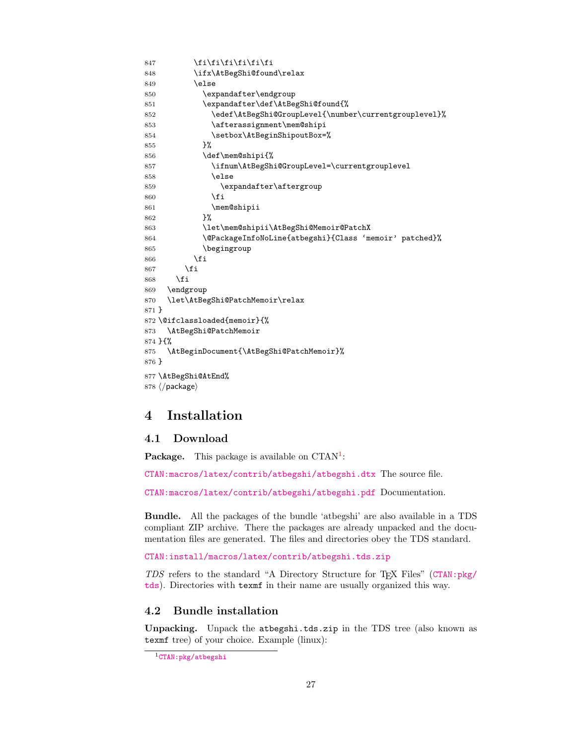```
847       \fi\fi\fi\fi\fi\fi
848       \ifx\AtBegShi@found\relax
849       \else
850         \expandafter\endgroup
851         \expandafter\def\AtBegShi@found{%
852           \edef\AtBegShi@GroupLevel{\number\currentgrouplevel}%
853           \afterassignment\mem@shipi
854           \setbox\AtBeginShipoutBox=%
855         }%
856         \def\mem@shipi{%
857           \ifnum\AtBegShi@GroupLevel=\currentgrouplevel
858           \else
859             \expandafter\aftergroup
860           \fi
861           \mem@shipii
862         }%
863         \let\mem@shipii\AtBegShi@Memoir@PatchX
864         \@PackageInfoNoLine{atbegshi}{Class `memoir' patched}%
865         \begingroup
866       \fi
867     \fi
868   \fi
869   \endgroup
870   \let\AtBegShi@PatchMemoir\relax
871 }
872 \@ifclassloaded{memoir}{%
873   \AtBegShi@PatchMemoir
874 }{%
875   \AtBeginDocument{\AtBegShi@PatchMemoir}%
876 }
877 \AtBegShi@AtEnd%
878 </package>
```

# 4 Installation

## 4.1 Download

**Package.** This package is available on CTAN[1]:

CTAN:macros/latex/contrib/atbegshi/atbegshi.dtx The source file.

CTAN:macros/latex/contrib/atbegshi/atbegshi.pdf Documentation.

**Bundle.** All the packages of the bundle 'atbegshi' are also available in a TDS compliant ZIP archive. There the packages are already unpacked and the documentation files are generated. The files and directories obey the TDS standard.

CTAN:install/macros/latex/contrib/atbegshi.tds.zip

*TDS* refers to the standard "A Directory Structure for TEX Files" (CTAN:pkg/tds). Directories with `texmf` in their name are usually organized this way.

## 4.2 Bundle installation

**Unpacking.** Unpack the `atbegshi.tds.zip` in the TDS tree (also known as `texmf` tree) of your choice. Example (linux):

[1] CTAN:pkg/atbegshi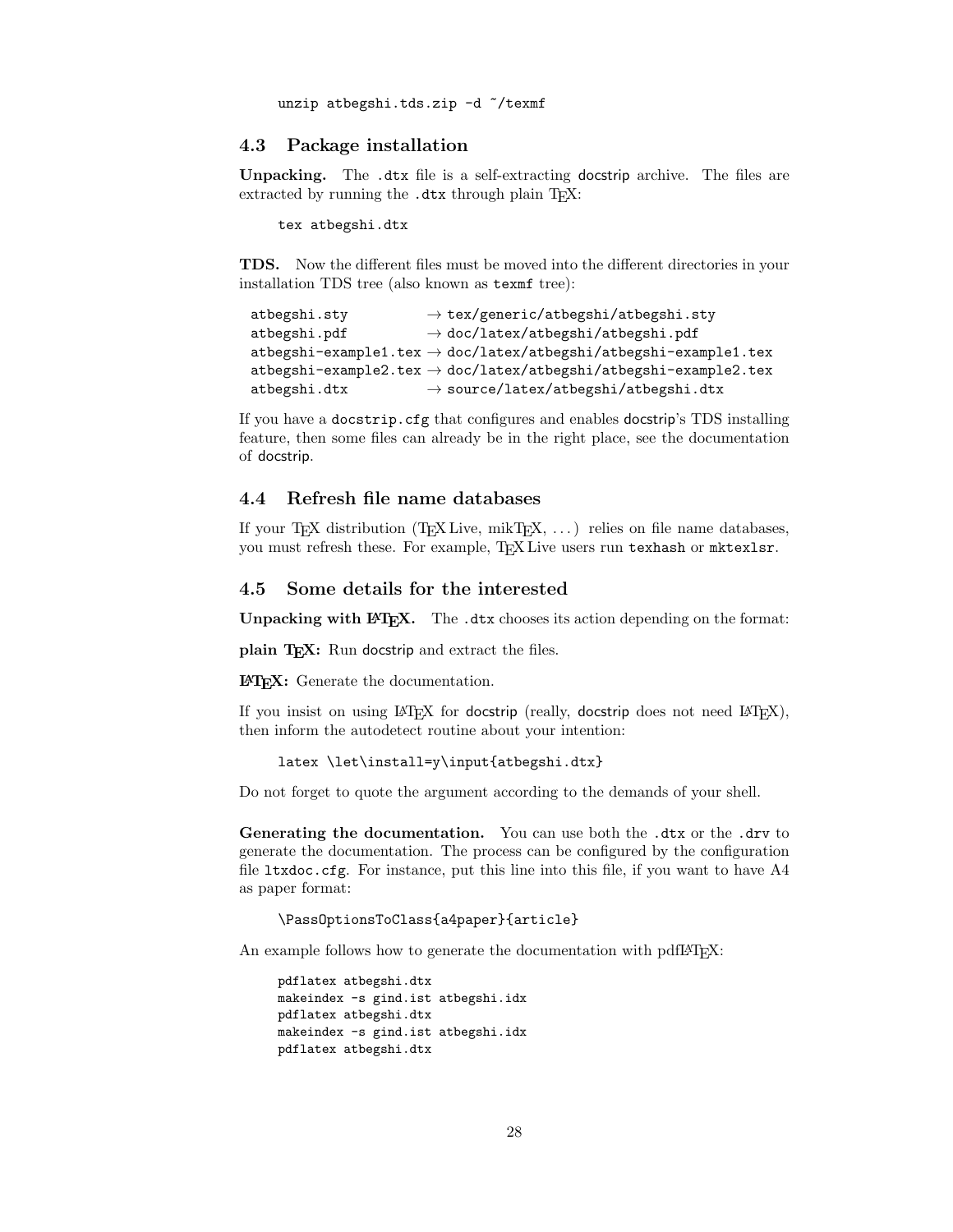```
unzip atbegshi.tds.zip -d ~/texmf
```

### 4.3 Package installation

**Unpacking.** The `.dtx` file is a self-extracting docstrip archive. The files are extracted by running the `.dtx` through plain TeX:

```
tex atbegshi.dtx
```

**TDS.** Now the different files must be moved into the different directories in your installation TDS tree (also known as `texmf` tree):

```
atbegshi.sty          → tex/generic/atbegshi/atbegshi.sty
atbegshi.pdf          → doc/latex/atbegshi/atbegshi.pdf
atbegshi-example1.tex → doc/latex/atbegshi/atbegshi-example1.tex
atbegshi-example2.tex → doc/latex/atbegshi/atbegshi-example2.tex
atbegshi.dtx          → source/latex/atbegshi/atbegshi.dtx
```

If you have a `docstrip.cfg` that configures and enables docstrip's TDS installing feature, then some files can already be in the right place, see the documentation of docstrip.

### 4.4 Refresh file name databases

If your TeX distribution (TeX Live, mikTeX, . . . ) relies on file name databases, you must refresh these. For example, TeX Live users run `texhash` or `mktexlsr`.

### 4.5 Some details for the interested

**Unpacking with LaTeX.** The `.dtx` chooses its action depending on the format:

**plain TeX:** Run docstrip and extract the files.

**LaTeX:** Generate the documentation.

If you insist on using LaTeX for docstrip (really, docstrip does not need LaTeX), then inform the autodetect routine about your intention:

```
latex \let\install=y\input{atbegshi.dtx}
```

Do not forget to quote the argument according to the demands of your shell.

**Generating the documentation.** You can use both the `.dtx` or the `.drv` to generate the documentation. The process can be configured by the configuration file `ltxdoc.cfg`. For instance, put this line into this file, if you want to have A4 as paper format:

```
\PassOptionsToClass{a4paper}{article}
```

An example follows how to generate the documentation with pdfLaTeX:

```
pdflatex atbegshi.dtx
makeindex -s gind.ist atbegshi.idx
pdflatex atbegshi.dtx
makeindex -s gind.ist atbegshi.idx
pdflatex atbegshi.dtx
```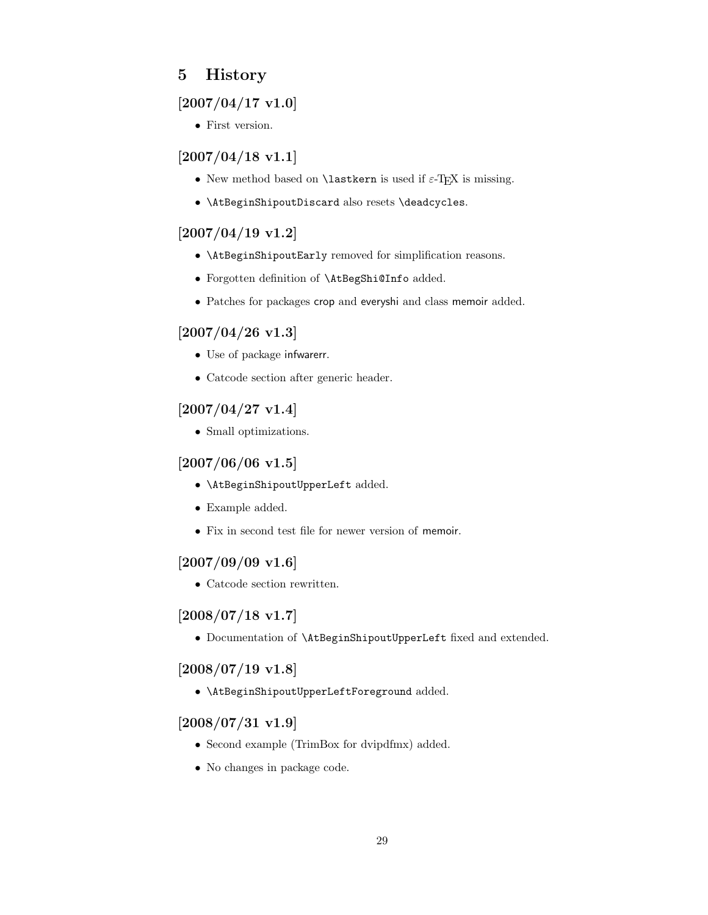# 5 History

## [2007/04/17 v1.0]

- First version.

## [2007/04/18 v1.1]

- New method based on `\lastkern` is used if ε-TEX is missing.
- `\AtBeginShipoutDiscard` also resets `\deadcycles`.

## [2007/04/19 v1.2]

- `\AtBeginShipoutEarly` removed for simplification reasons.
- Forgotten definition of `\AtBegShi@Info` added.
- Patches for packages crop and everyshi and class memoir added.

## [2007/04/26 v1.3]

- Use of package infwarerr.
- Catcode section after generic header.

## [2007/04/27 v1.4]

- Small optimizations.

## [2007/06/06 v1.5]

- `\AtBeginShipoutUpperLeft` added.
- Example added.
- Fix in second test file for newer version of memoir.

## [2007/09/09 v1.6]

- Catcode section rewritten.

## [2008/07/18 v1.7]

- Documentation of `\AtBeginShipoutUpperLeft` fixed and extended.

## [2008/07/19 v1.8]

- `\AtBeginShipoutUpperLeftForeground` added.

## [2008/07/31 v1.9]

- Second example (TrimBox for dvipdfmx) added.
- No changes in package code.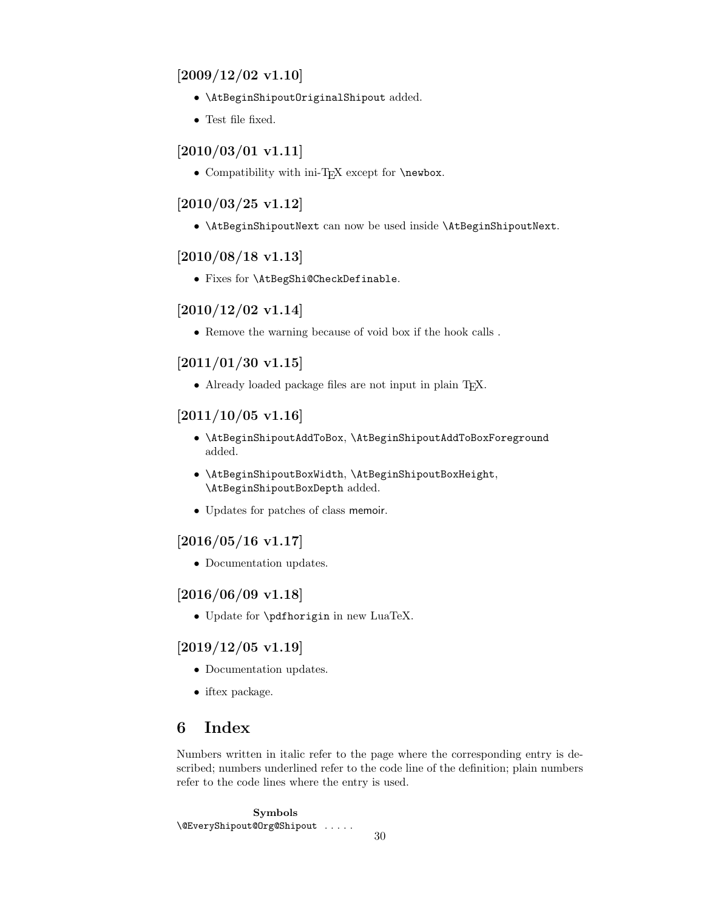### [2009/12/02 v1.10]

- `\AtBeginShipoutOriginalShipout` added.
- Test file fixed.

### [2010/03/01 v1.11]

- Compatibility with ini-TEX except for `\newbox`.

### [2010/03/25 v1.12]

- `\AtBeginShipoutNext` can now be used inside `\AtBeginShipoutNext`.

### [2010/08/18 v1.13]

- Fixes for `\AtBegShi@CheckDefinable`.

### [2010/12/02 v1.14]

- Remove the warning because of void box if the hook calls .

### [2011/01/30 v1.15]

- Already loaded package files are not input in plain TEX.

### [2011/10/05 v1.16]

- `\AtBeginShipoutAddToBox`, `\AtBeginShipoutAddToBoxForeground` added.
- `\AtBeginShipoutBoxWidth`, `\AtBeginShipoutBoxHeight`, `\AtBeginShipoutBoxDepth` added.
- Updates for patches of class memoir.

### [2016/05/16 v1.17]

- Documentation updates.

### [2016/06/09 v1.18]

- Update for `\pdfhorigin` in new LuaTeX.

### [2019/12/05 v1.19]

- Documentation updates.
- iftex package.

# 6 Index

Numbers written in italic refer to the page where the corresponding entry is described; numbers underlined refer to the code line of the definition; plain numbers refer to the code lines where the entry is used.

**Symbols**

`\@EveryShipout@Org@Shipout` . . . . .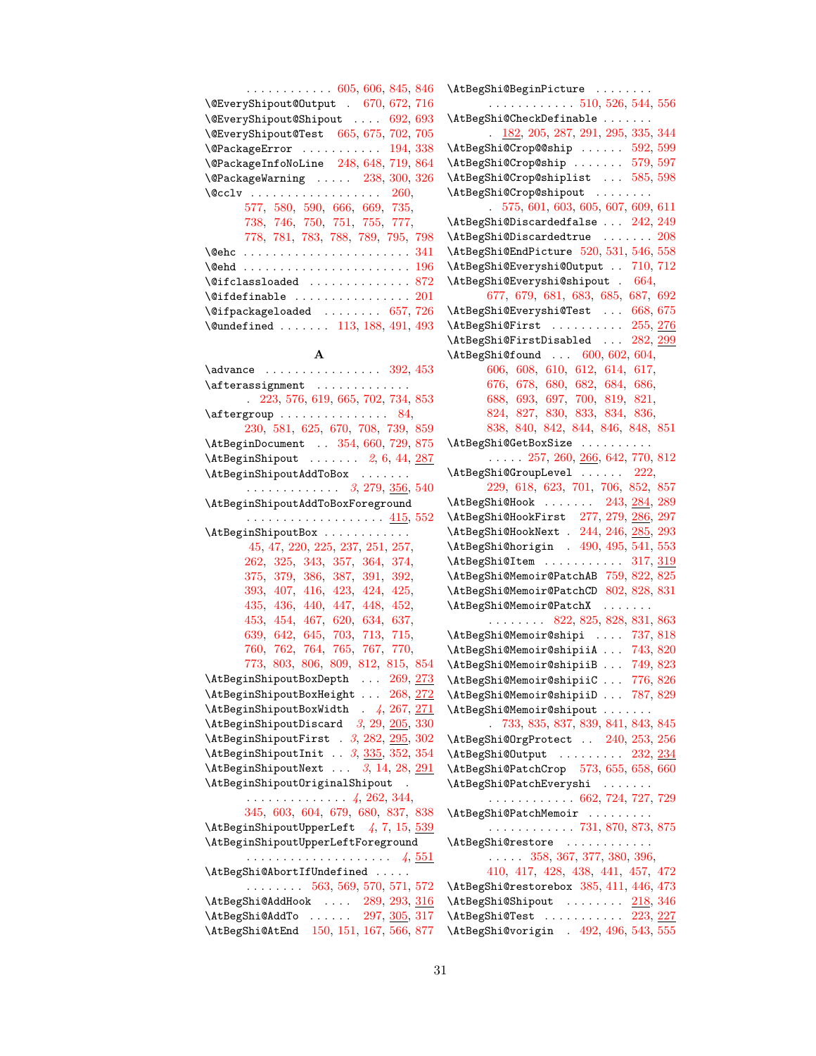. . . . . . . . . . . . 605, 606, 845, 846
\@EveryShipout@Output . 670, 672, 716
\@EveryShipout@Shipout . . . . 692, 693
\@EveryShipout@Test 665, 675, 702, 705
\@PackageError . . . . . . . . . . . 194, 338
\@PackageInfoNoLine 248, 648, 719, 864
\@PackageWarning . . . . . 238, 300, 326
\@cclv . . . . . . . . . . . . . . . . . . 260, 577, 580, 590, 666, 669, 735, 738, 746, 750, 751, 755, 777, 778, 781, 783, 788, 789, 795, 798
\@ehc . . . . . . . . . . . . . . . . . . . . . . . 341
\@ehd . . . . . . . . . . . . . . . . . . . . . . . 196
\@ifclassloaded . . . . . . . . . . . . . . 872
\@ifdefinable . . . . . . . . . . . . . . . . 201
\@ifpackageloaded . . . . . . . . 657, 726
\@undefined . . . . . . . 113, 188, 491, 493

**A**

\advance . . . . . . . . . . . . . . . . . 392, 453
\afterassignment . . . . . . . . . . . . . 223, 576, 619, 665, 702, 734, 853
\aftergroup . . . . . . . . . . . . . . . 84, 230, 581, 625, 670, 708, 739, 859
\AtBeginDocument . . 354, 660, 729, 875
\AtBeginShipout . . . . . . . *2*, 6, 44, 287
\AtBeginShipoutAddToBox . . . . . . . . . . . . . . . . . . . . *3*, 279, 356, 540
\AtBeginShipoutAddToBoxForeground . . . . . . . . . . . . . . . . . . . 415, 552
\AtBeginShipoutBox . . . . . . . . . . . . 45, 47, 220, 225, 237, 251, 257, 262, 325, 343, 357, 364, 374, 375, 379, 386, 387, 391, 392, 393, 407, 416, 423, 424, 425, 435, 436, 440, 447, 448, 452, 453, 454, 467, 620, 634, 637, 639, 642, 645, 703, 713, 715, 760, 762, 764, 765, 767, 770, 773, 803, 806, 809, 812, 815, 854
\AtBeginShipoutBoxDepth . . . 269, 273
\AtBeginShipoutBoxHeight . . . 268, 272
\AtBeginShipoutBoxWidth . *4*, 267, 271
\AtBeginShipoutDiscard *3*, 29, 205, 330
\AtBeginShipoutFirst . *3*, 282, 295, 302
\AtBeginShipoutInit . . *3*, 335, 352, 354
\AtBeginShipoutNext . . . *3*, 14, 28, 291
\AtBeginShipoutOriginalShipout . . . . . . . . . . . . . . . . *4*, 262, 344, 345, 603, 604, 679, 680, 837, 838
\AtBeginShipoutUpperLeft *4*, 7, 15, 539
\AtBeginShipoutUpperLeftForeground . . . . . . . . . . . . . . . . . . . . *4*, 551
\AtBegShi@AbortIfUndefined . . . . . . . . . . . . . 563, 569, 570, 571, 572
\AtBegShi@AddHook . . . . 289, 293, 316
\AtBegShi@AddTo . . . . . . 297, 305, 317
\AtBegShi@AtEnd 150, 151, 167, 566, 877
\AtBegShi@BeginPicture . . . . . . . . . . . . . . . . . . . . 510, 526, 544, 556
\AtBegShi@CheckDefinable . . . . . . . 182, 205, 287, 291, 295, 335, 344
\AtBegShi@Crop@@ship . . . . . . 592, 599
\AtBegShi@Crop@ship . . . . . . . 579, 597
\AtBegShi@Crop@shiplist . . . 585, 598
\AtBegShi@Crop@shipout . . . . . . . . 575, 601, 603, 605, 607, 609, 611
\AtBegShi@Discardedfalse . . . 242, 249
\AtBegShi@Discardedtrue . . . . . . . 208
\AtBegShi@EndPicture 520, 531, 546, 558
\AtBegShi@Everyshi@Output . . 710, 712
\AtBegShi@Everyshi@shipout . 664, 677, 679, 681, 683, 685, 687, 692
\AtBegShi@Everyshi@Test . . . 668, 675
\AtBegShi@First . . . . . . . . . . 255, 276
\AtBegShi@FirstDisabled . . . 282, 299
\AtBegShi@found . . . 600, 602, 604, 606, 608, 610, 612, 614, 617, 676, 678, 680, 682, 684, 686, 688, 693, 697, 700, 819, 821, 824, 827, 830, 833, 834, 836, 838, 840, 842, 844, 846, 848, 851
\AtBegShi@GetBoxSize . . . . . . . . . . 257, 260, 266, 642, 770, 812
\AtBegShi@GroupLevel . . . . . . 222, 229, 618, 623, 701, 706, 852, 857
\AtBegShi@Hook . . . . . . . 243, 284, 289
\AtBegShi@HookFirst 277, 279, 286, 297
\AtBegShi@HookNext . 244, 246, 285, 293
\AtBegShi@horigin . 490, 495, 541, 553
\AtBegShi@Item . . . . . . . . . . . 317, 319
\AtBegShi@Memoir@PatchAB 759, 822, 825
\AtBegShi@Memoir@PatchCD 802, 828, 831
\AtBegShi@Memoir@PatchX . . . . . . . . . . . . . . 822, 825, 828, 831, 863
\AtBegShi@Memoir@shipi . . . . 737, 818
\AtBegShi@Memoir@shipiiA . . . 743, 820
\AtBegShi@Memoir@shipiiB . . . 749, 823
\AtBegShi@Memoir@shipiiC . . . 776, 826
\AtBegShi@Memoir@shipiiD . . . 787, 829
\AtBegShi@Memoir@shipout . . . . . . . 733, 835, 837, 839, 841, 843, 845
\AtBegShi@OrgProtect . . 240, 253, 256
\AtBegShi@Output . . . . . . . . . 232, 234
\AtBegShi@PatchCrop 573, 655, 658, 660
\AtBegShi@PatchEveryshi . . . . . . . . . . . . . . . . . . 662, 724, 727, 729
\AtBegShi@PatchMemoir . . . . . . . . . . . . . . . . . . . . 731, 870, 873, 875
\AtBegShi@restore . . . . . . . . . . . . . . . . 358, 367, 377, 380, 396, 410, 417, 428, 438, 441, 457, 472
\AtBegShi@restorebox 385, 411, 446, 473
\AtBegShi@Shipout . . . . . . . . 218, 346
\AtBegShi@Test . . . . . . . . . . . 223, 227
\AtBegShi@vorigin . 492, 496, 543, 555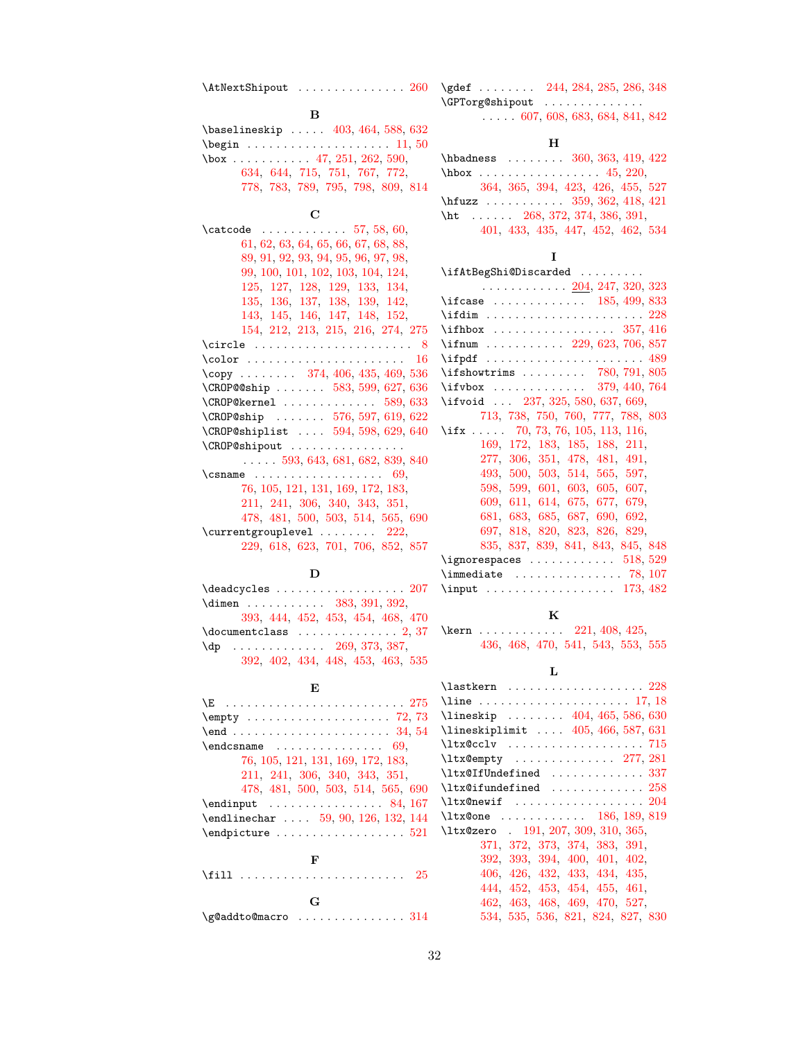\AtNextShipout . . . . . . . . . . . . . . . 260

**B**

\baselineskip . . . . . 403, 464, 588, 632
\begin . . . . . . . . . . . . . . . . . . . 11, 50
\box . . . . . . . . . . . 47, 251, 262, 590, 634, 644, 715, 751, 767, 772, 778, 783, 789, 795, 798, 809, 814

**C**

\catcode . . . . . . . . . . . . 57, 58, 60, 61, 62, 63, 64, 65, 66, 67, 68, 88, 89, 91, 92, 93, 94, 95, 96, 97, 98, 99, 100, 101, 102, 103, 104, 124, 125, 127, 128, 129, 133, 134, 135, 136, 137, 138, 139, 142, 143, 145, 146, 147, 148, 152, 154, 212, 213, 215, 216, 274, 275
\circle . . . . . . . . . . . . . . . . . . . . . 8
\color . . . . . . . . . . . . . . . . . . . . . 16
\copy . . . . . . . . 374, 406, 435, 469, 536
\CROP@@ship . . . . . . . 583, 599, 627, 636
\CROP@kernel . . . . . . . . . . . . . 589, 633
\CROP@ship . . . . . . . 576, 597, 619, 622
\CROP@shiplist . . . . 594, 598, 629, 640
\CROP@shipout . . . . . . . . . . . . . . . . . . . . . 593, 643, 681, 682, 839, 840
\csname . . . . . . . . . . . . . . . . . . 69, 76, 105, 121, 131, 169, 172, 183, 211, 241, 306, 340, 343, 351, 478, 481, 500, 503, 514, 565, 690
\currentgrouplevel . . . . . . . . 222, 229, 618, 623, 701, 706, 852, 857

**D**

\deadcycles . . . . . . . . . . . . . . . . . . 207
\dimen . . . . . . . . . . . 383, 391, 392, 393, 444, 452, 453, 454, 468, 470
\documentclass . . . . . . . . . . . . . . 2, 37
\dp . . . . . . . . . . . . . 269, 373, 387, 392, 402, 434, 448, 453, 463, 535

**E**

\E . . . . . . . . . . . . . . . . . . . . . . . . . 275
\empty . . . . . . . . . . . . . . . . . . . . 72, 73
\end . . . . . . . . . . . . . . . . . . . . . . 34, 54
\endcsname . . . . . . . . . . . . . . . 69, 76, 105, 121, 131, 169, 172, 183, 211, 241, 306, 340, 343, 351, 478, 481, 500, 503, 514, 565, 690
\endinput . . . . . . . . . . . . . . . . 84, 167
\endlinechar . . . . 59, 90, 126, 132, 144
\endpicture . . . . . . . . . . . . . . . . . . 521

**F**

\fill . . . . . . . . . . . . . . . . . . . . . . . 25

**G**

\g@addto@macro . . . . . . . . . . . . . . . 314
\gdef . . . . . . . . 244, 284, 285, 286, 348
\GPTorg@shipout . . . . . . . . . . . . . . . . . . . 607, 608, 683, 684, 841, 842

**H**

\hbadness . . . . . . . . 360, 363, 419, 422
\hbox . . . . . . . . . . . . . . . . . . 45, 220, 364, 365, 394, 423, 426, 455, 527
\hfuzz . . . . . . . . . . . 359, 362, 418, 421
\ht . . . . . . 268, 372, 374, 386, 391, 401, 433, 435, 447, 452, 462, 534

**I**

\ifAtBegShi@Discarded . . . . . . . . . . . . . . . . . . . . . 204, 247, 320, 323
\ifcase . . . . . . . . . . . . . 185, 499, 833
\ifdim . . . . . . . . . . . . . . . . . . . . . . 228
\ifhbox . . . . . . . . . . . . . . . . . . 357, 416
\ifnum . . . . . . . . . . . 229, 623, 706, 857
\ifpdf . . . . . . . . . . . . . . . . . . . . . . 489
\ifshowtrims . . . . . . . . . 780, 791, 805
\ifvbox . . . . . . . . . . . . . 379, 440, 764
\ifvoid . . . 237, 325, 580, 637, 669, 713, 738, 750, 760, 777, 788, 803
\ifx . . . . . 70, 73, 76, 105, 113, 116, 169, 172, 183, 185, 188, 211, 277, 306, 351, 478, 481, 491, 493, 500, 503, 514, 565, 597, 598, 599, 601, 603, 605, 607, 609, 611, 614, 675, 677, 679, 681, 683, 685, 687, 690, 692, 697, 818, 820, 823, 826, 829, 835, 837, 839, 841, 843, 845, 848
\ignorespaces . . . . . . . . . . . . 518, 529
\immediate . . . . . . . . . . . . . . . 78, 107
\input . . . . . . . . . . . . . . . . . . 173, 482

**K**

\kern . . . . . . . . . . . . 221, 408, 425, 436, 468, 470, 541, 543, 553, 555

**L**

\lastkern . . . . . . . . . . . . . . . . . . . 228
\line . . . . . . . . . . . . . . . . . . . . . 17, 18
\lineskip . . . . . . . . 404, 465, 586, 630
\lineskiplimit . . . . 405, 466, 587, 631
\ltx@cclv . . . . . . . . . . . . . . . . . . . 715
\ltx@empty . . . . . . . . . . . . . . 277, 281
\ltx@IfUndefined . . . . . . . . . . . . . 337
\ltx@ifundefined . . . . . . . . . . . . . 258
\ltx@newif . . . . . . . . . . . . . . . . . . 204
\ltx@one . . . . . . . . . . . . 186, 189, 819
\ltx@zero . 191, 207, 309, 310, 365, 371, 372, 373, 374, 383, 391, 392, 393, 394, 400, 401, 402, 406, 426, 432, 433, 434, 435, 444, 452, 453, 454, 455, 461, 462, 463, 468, 469, 470, 527, 534, 535, 536, 821, 824, 827, 830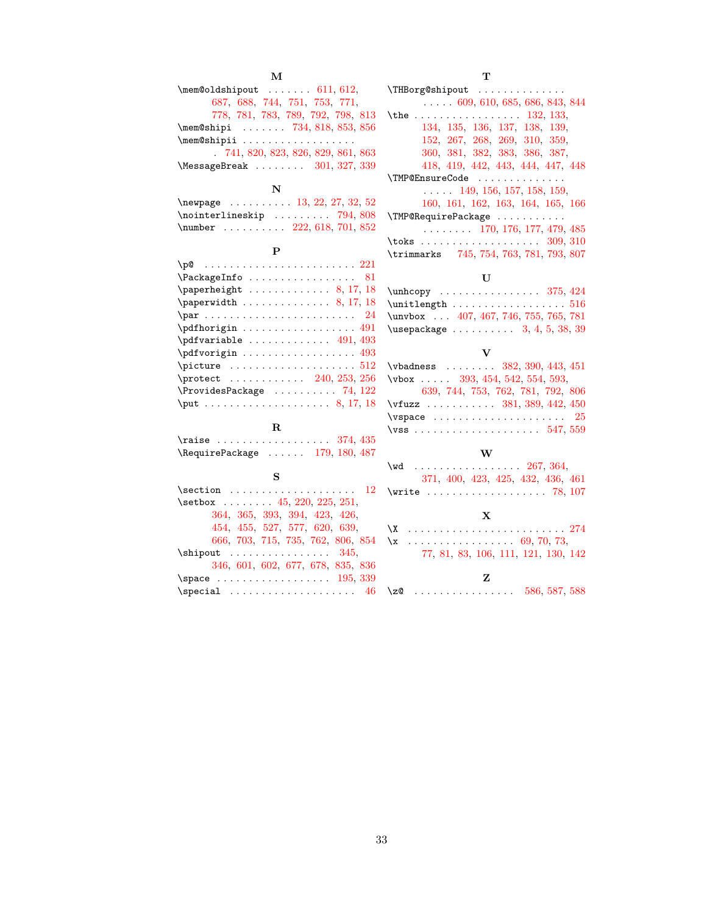**M**

\mem@oldshipout ....... 611, 612, 687, 688, 744, 751, 753, 771, 778, 781, 783, 789, 792, 798, 813
\mem@shipi ....... 734, 818, 853, 856
\mem@shipii .................. 741, 820, 823, 826, 829, 861, 863
\MessageBreak ........ 301, 327, 339

**N**

\newpage .......... 13, 22, 27, 32, 52
\nointerlineskip ......... 794, 808
\number .......... 222, 618, 701, 852

**P**

\p@ ........................ 221
\PackageInfo .................. 81
\paperheight ............. 8, 17, 18
\paperwidth .............. 8, 17, 18
\par ........................ 24
\pdfhorigin .................. 491
\pdfvariable ............. 491, 493
\pdfvorigin .................. 493
\picture ..................... 512
\protect ............ 240, 253, 256
\ProvidesPackage .......... 74, 122
\put .................... 8, 17, 18

**R**

\raise .................. 374, 435
\RequirePackage ...... 179, 180, 487

**S**

\section .................... 12
\setbox ........ 45, 220, 225, 251, 364, 365, 393, 394, 423, 426, 454, 455, 527, 577, 620, 639, 666, 703, 715, 735, 762, 806, 854
\shipout ................ 345, 346, 601, 602, 677, 678, 835, 836
\space .................. 195, 339
\special .................... 46

**T**

\THBorg@shipout .................. 609, 610, 685, 686, 843, 844
\the ................. 132, 133, 134, 135, 136, 137, 138, 139, 152, 267, 268, 269, 310, 359, 360, 381, 382, 383, 386, 387, 418, 419, 442, 443, 444, 447, 448
\TMP@EnsureCode .................. 149, 156, 157, 158, 159, 160, 161, 162, 163, 164, 165, 166
\TMP@RequirePackage ................... 170, 176, 177, 479, 485
\toks ................... 309, 310
\trimmarks 745, 754, 763, 781, 793, 807

**U**

\unhcopy ................ 375, 424
\unitlength .................. 516
\unvbox ... 407, 467, 746, 755, 765, 781
\usepackage .......... 3, 4, 5, 38, 39

**V**

\vbadness ........ 382, 390, 443, 451
\vbox ..... 393, 454, 542, 554, 593, 639, 744, 753, 762, 781, 792, 806
\vfuzz ........... 381, 389, 442, 450
\vspace ..................... 25
\vss .................... 547, 559

**W**

\wd ................. 267, 364, 371, 400, 423, 425, 432, 436, 461
\write ................... 78, 107

**X**

\X ......................... 274
\x ................. 69, 70, 73, 77, 81, 83, 106, 111, 121, 130, 142

**Z**

\z@ ................ 586, 587, 588